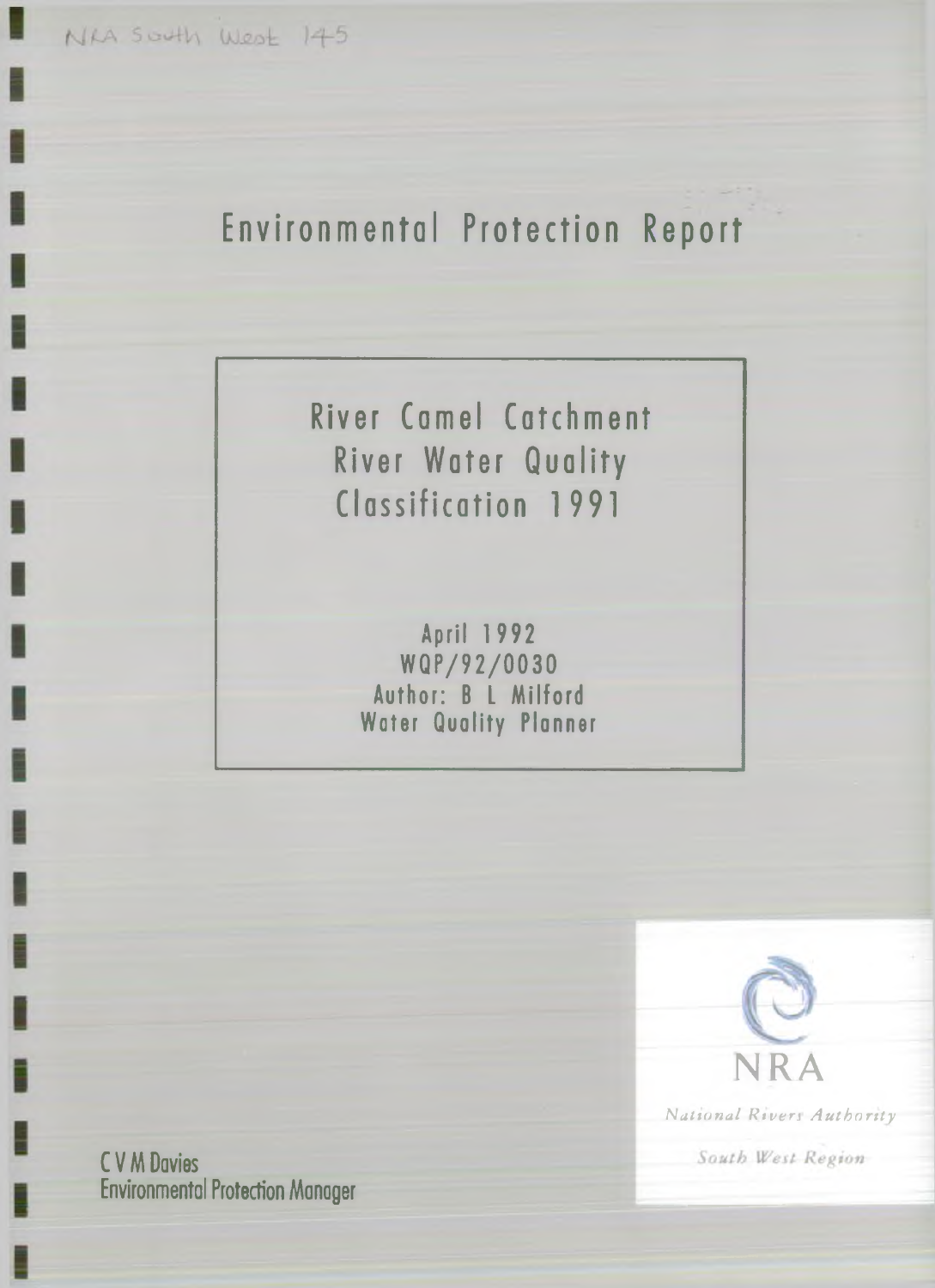NRA South West 145

# Environmental Protection Report

## River Camel Catchment River Water Quality Classification 1991

April 1992
WQP/92/0030
Author: B L Milford
Water Quality Planner

NRA

*National Rivers Authority*

*South West Region*

C V M Davies
Environmental Protection Manager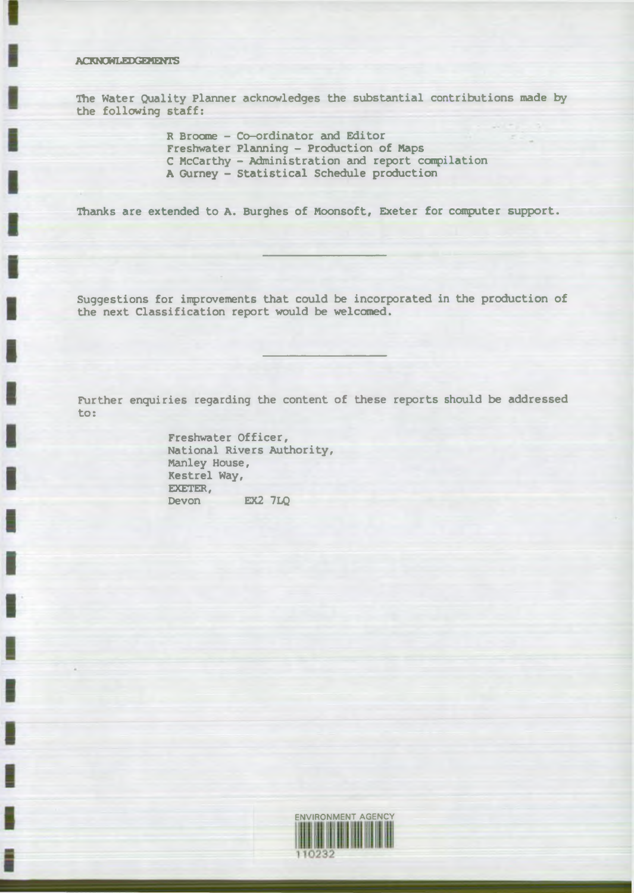## ACKNOWLEDGEMENTS

The Water Quality Planner acknowledges the substantial contributions made by the following staff:

R Broome - Co-ordinator and Editor
Freshwater Planning - Production of Maps
C McCarthy - Administration and report compilation
A Gurney - Statistical Schedule production

Thanks are extended to A. Burghes of Moonsoft, Exeter for computer support.

---

Suggestions for improvements that could be incorporated in the production of the next Classification report would be welcomed.

---

Further enquiries regarding the content of these reports should be addressed to:

Freshwater Officer,
National Rivers Authority,
Manley House,
Kestrel Way,
EXETER,
Devon EX2 7LQ

ENVIRONMENT AGENCY
110232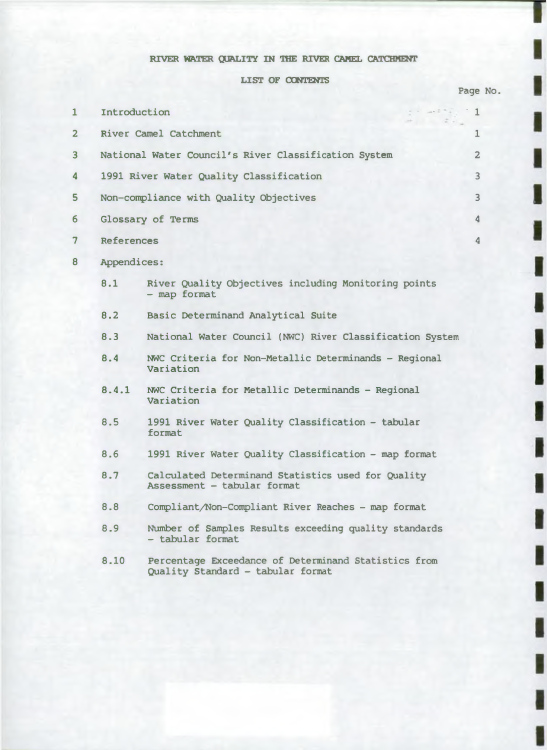# RIVER WATER QUALITY IN THE RIVER CAMEL CATCHMENT

## LIST OF CONTENTS

| | | Page No. |
|---|---|---|
| 1 | Introduction | 1 |
| 2 | River Camel Catchment | 1 |
| 3 | National Water Council's River Classification System | 2 |
| 4 | 1991 River Water Quality Classification | 3 |
| 5 | Non-compliance with Quality Objectives | 3 |
| 6 | Glossary of Terms | 4 |
| 7 | References | 4 |
| 8 | Appendices: | |

- 8.1 River Quality Objectives including Monitoring points - map format
- 8.2 Basic Determinand Analytical Suite
- 8.3 National Water Council (NWC) River Classification System
- 8.4 NWC Criteria for Non-Metallic Determinands - Regional Variation
- 8.4.1 NWC Criteria for Metallic Determinands - Regional Variation
- 8.5 1991 River Water Quality Classification - tabular format
- 8.6 1991 River Water Quality Classification - map format
- 8.7 Calculated Determinand Statistics used for Quality Assessment - tabular format
- 8.8 Compliant/Non-Compliant River Reaches - map format
- 8.9 Number of Samples Results exceeding quality standards - tabular format
- 8.10 Percentage Exceedance of Determinand Statistics from Quality Standard - tabular format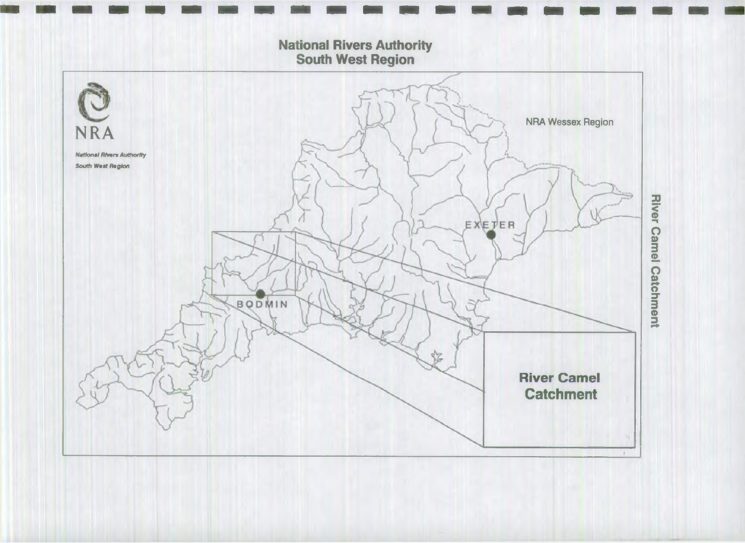# National Rivers Authority
## South West Region

NRA

*National Rivers Authority South West Region*

NRA Wessex Region

EXETER

BODMIN

**River Camel Catchment**

River Camel Catchment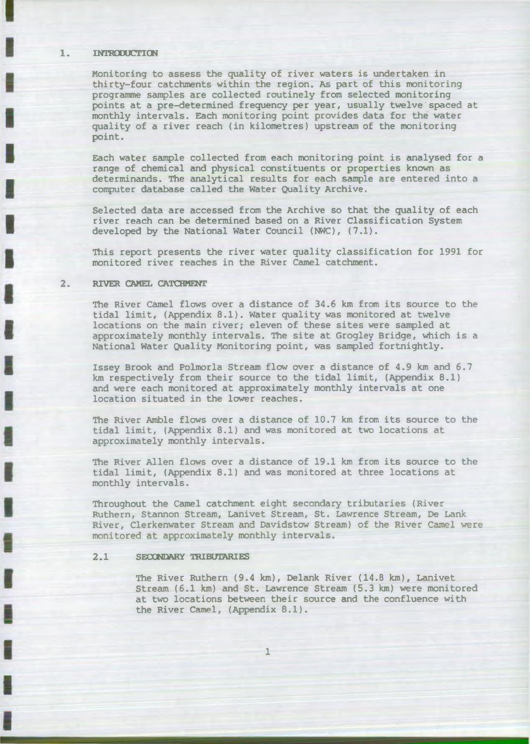## 1. INTRODUCTION

Monitoring to assess the quality of river waters is undertaken in thirty-four catchments within the region. As part of this monitoring programme samples are collected routinely from selected monitoring points at a pre-determined frequency per year, usually twelve spaced at monthly intervals. Each monitoring point provides data for the water quality of a river reach (in kilometres) upstream of the monitoring point.

Each water sample collected from each monitoring point is analysed for a range of chemical and physical constituents or properties known as determinands. The analytical results for each sample are entered into a computer database called the Water Quality Archive.

Selected data are accessed from the Archive so that the quality of each river reach can be determined based on a River Classification System developed by the National Water Council (NWC), (7.1).

This report presents the river water quality classification for 1991 for monitored river reaches in the River Camel catchment.

## 2. RIVER CAMEL CATCHMENT

The River Camel flows over a distance of 34.6 km from its source to the tidal limit, (Appendix 8.1). Water quality was monitored at twelve locations on the main river; eleven of these sites were sampled at approximately monthly intervals. The site at Grogley Bridge, which is a National Water Quality Monitoring point, was sampled fortnightly.

Issey Brook and Polmorla Stream flow over a distance of 4.9 km and 6.7 km respectively from their source to the tidal limit, (Appendix 8.1) and were each monitored at approximately monthly intervals at one location situated in the lower reaches.

The River Amble flows over a distance of 10.7 km from its source to the tidal limit, (Appendix 8.1) and was monitored at two locations at approximately monthly intervals.

The River Allen flows over a distance of 19.1 km from its source to the tidal limit, (Appendix 8.1) and was monitored at three locations at monthly intervals.

Throughout the Camel catchment eight secondary tributaries (River Ruthern, Stannon Stream, Lanivet Stream, St. Lawrence Stream, De Lank River, Clerkenwater Stream and Davidstow Stream) of the River Camel were monitored at approximately monthly intervals.

### 2.1 SECONDARY TRIBUTARIES

The River Ruthern (9.4 km), Delank River (14.8 km), Lanivet Stream (6.1 km) and St. Lawrence Stream (5.3 km) were monitored at two locations between their source and the confluence with the River Camel, (Appendix 8.1).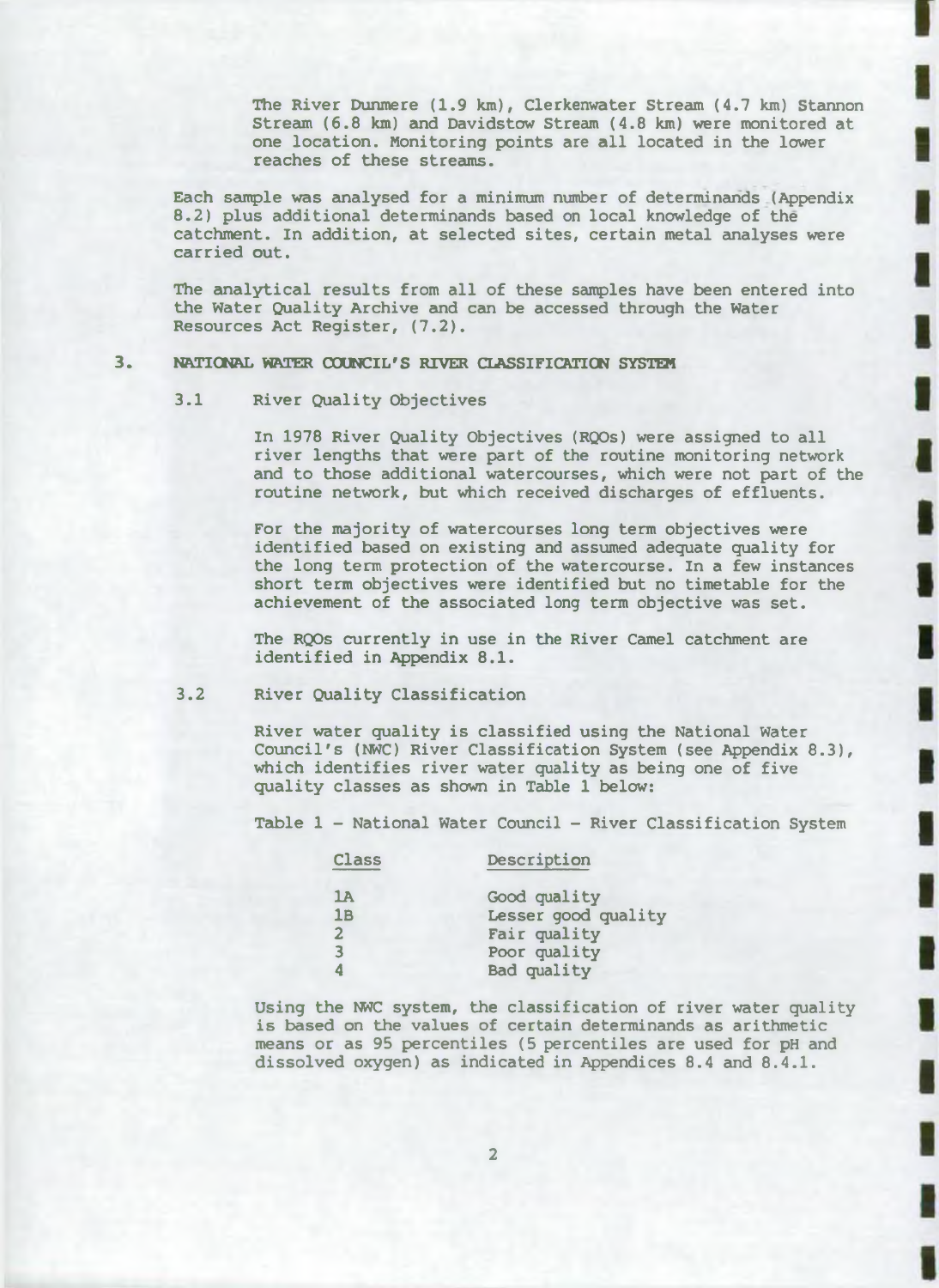The River Dunmere (1.9 km), Clerkenwater Stream (4.7 km) Stannon Stream (6.8 km) and Davidstow Stream (4.8 km) were monitored at one location. Monitoring points are all located in the lower reaches of these streams.

Each sample was analysed for a minimum number of determinands (Appendix 8.2) plus additional determinands based on local knowledge of the catchment. In addition, at selected sites, certain metal analyses were carried out.

The analytical results from all of these samples have been entered into the Water Quality Archive and can be accessed through the Water Resources Act Register, (7.2).

## 3. NATIONAL WATER COUNCIL'S RIVER CLASSIFICATION SYSTEM

### 3.1 River Quality Objectives

In 1978 River Quality Objectives (RQOs) were assigned to all river lengths that were part of the routine monitoring network and to those additional watercourses, which were not part of the routine network, but which received discharges of effluents.

For the majority of watercourses long term objectives were identified based on existing and assumed adequate quality for the long term protection of the watercourse. In a few instances short term objectives were identified but no timetable for the achievement of the associated long term objective was set.

The RQOs currently in use in the River Camel catchment are identified in Appendix 8.1.

### 3.2 River Quality Classification

River water quality is classified using the National Water Council's (NWC) River Classification System (see Appendix 8.3), which identifies river water quality as being one of five quality classes as shown in Table 1 below:

Table 1 – National Water Council – River Classification System

| Class | Description |
|---|---|
| 1A | Good quality |
| 1B | Lesser good quality |
| 2 | Fair quality |
| 3 | Poor quality |
| 4 | Bad quality |

Using the NWC system, the classification of river water quality is based on the values of certain determinands as arithmetic means or as 95 percentiles (5 percentiles are used for pH and dissolved oxygen) as indicated in Appendices 8.4 and 8.4.1.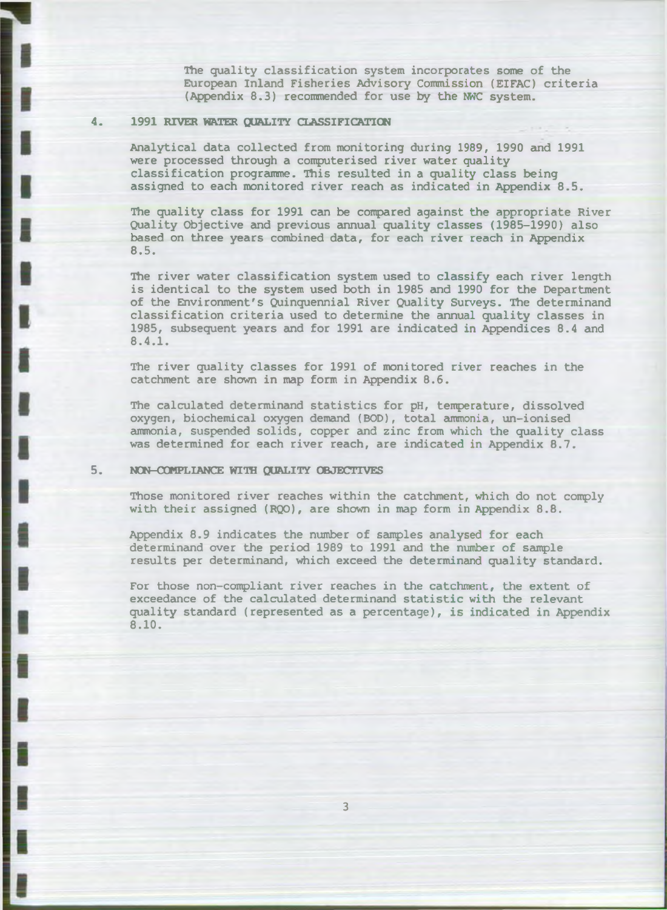The quality classification system incorporates some of the European Inland Fisheries Advisory Commission (EIFAC) criteria (Appendix 8.3) recommended for use by the NWC system.

## 4. 1991 RIVER WATER QUALITY CLASSIFICATION

Analytical data collected from monitoring during 1989, 1990 and 1991 were processed through a computerised river water quality classification programme. This resulted in a quality class being assigned to each monitored river reach as indicated in Appendix 8.5.

The quality class for 1991 can be compared against the appropriate River Quality Objective and previous annual quality classes (1985-1990) also based on three years combined data, for each river reach in Appendix 8.5.

The river water classification system used to classify each river length is identical to the system used both in 1985 and 1990 for the Department of the Environment's Quinquennial River Quality Surveys. The determinand classification criteria used to determine the annual quality classes in 1985, subsequent years and for 1991 are indicated in Appendices 8.4 and 8.4.1.

The river quality classes for 1991 of monitored river reaches in the catchment are shown in map form in Appendix 8.6.

The calculated determinand statistics for pH, temperature, dissolved oxygen, biochemical oxygen demand (BOD), total ammonia, un-ionised ammonia, suspended solids, copper and zinc from which the quality class was determined for each river reach, are indicated in Appendix 8.7.

## 5. NON-COMPLIANCE WITH QUALITY OBJECTIVES

Those monitored river reaches within the catchment, which do not comply with their assigned (RQO), are shown in map form in Appendix 8.8.

Appendix 8.9 indicates the number of samples analysed for each determinand over the period 1989 to 1991 and the number of sample results per determinand, which exceed the determinand quality standard.

For those non-compliant river reaches in the catchment, the extent of exceedance of the calculated determinand statistic with the relevant quality standard (represented as a percentage), is indicated in Appendix 8.10.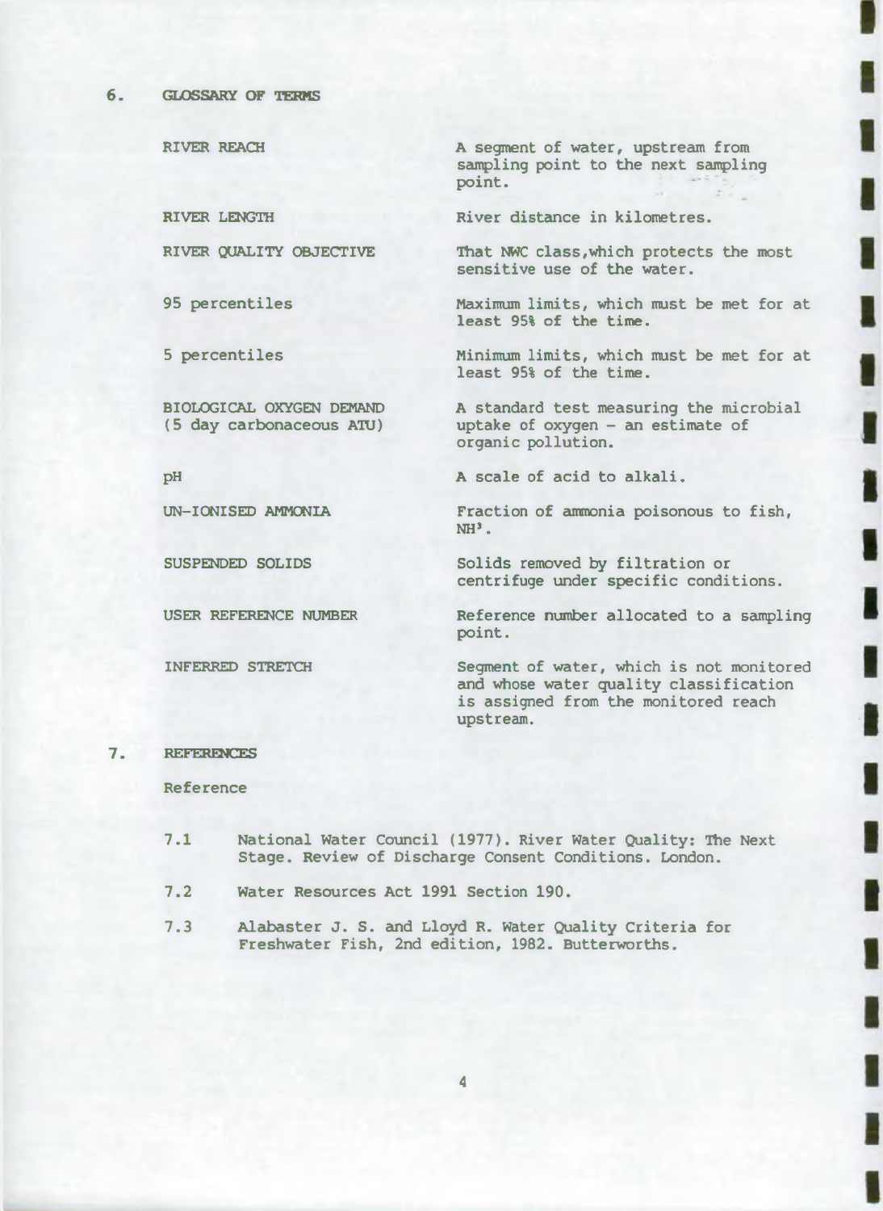## 6. GLOSSARY OF TERMS

| | |
|---|---|
| RIVER REACH | A segment of water, upstream from sampling point to the next sampling point. |
| RIVER LENGTH | River distance in kilometres. |
| RIVER QUALITY OBJECTIVE | That NWC class, which protects the most sensitive use of the water. |
| 95 percentiles | Maximum limits, which must be met for at least 95% of the time. |
| 5 percentiles | Minimum limits, which must be met for at least 95% of the time. |
| BIOLOGICAL OXYGEN DEMAND (5 day carbonaceous ATU) | A standard test measuring the microbial uptake of oxygen - an estimate of organic pollution. |
| pH | A scale of acid to alkali. |
| UN-IONISED AMMONIA | Fraction of ammonia poisonous to fish, $NH^3$. |
| SUSPENDED SOLIDS | Solids removed by filtration or centrifuge under specific conditions. |
| USER REFERENCE NUMBER | Reference number allocated to a sampling point. |
| INFERRED STRETCH | Segment of water, which is not monitored and whose water quality classification is assigned from the monitored reach upstream. |

## 7. REFERENCES

Reference

7.1 National Water Council (1977). River Water Quality: The Next Stage. Review of Discharge Consent Conditions. London.

7.2 Water Resources Act 1991 Section 190.

7.3 Alabaster J. S. and Lloyd R. Water Quality Criteria for Freshwater Fish, 2nd edition, 1982. Butterworths.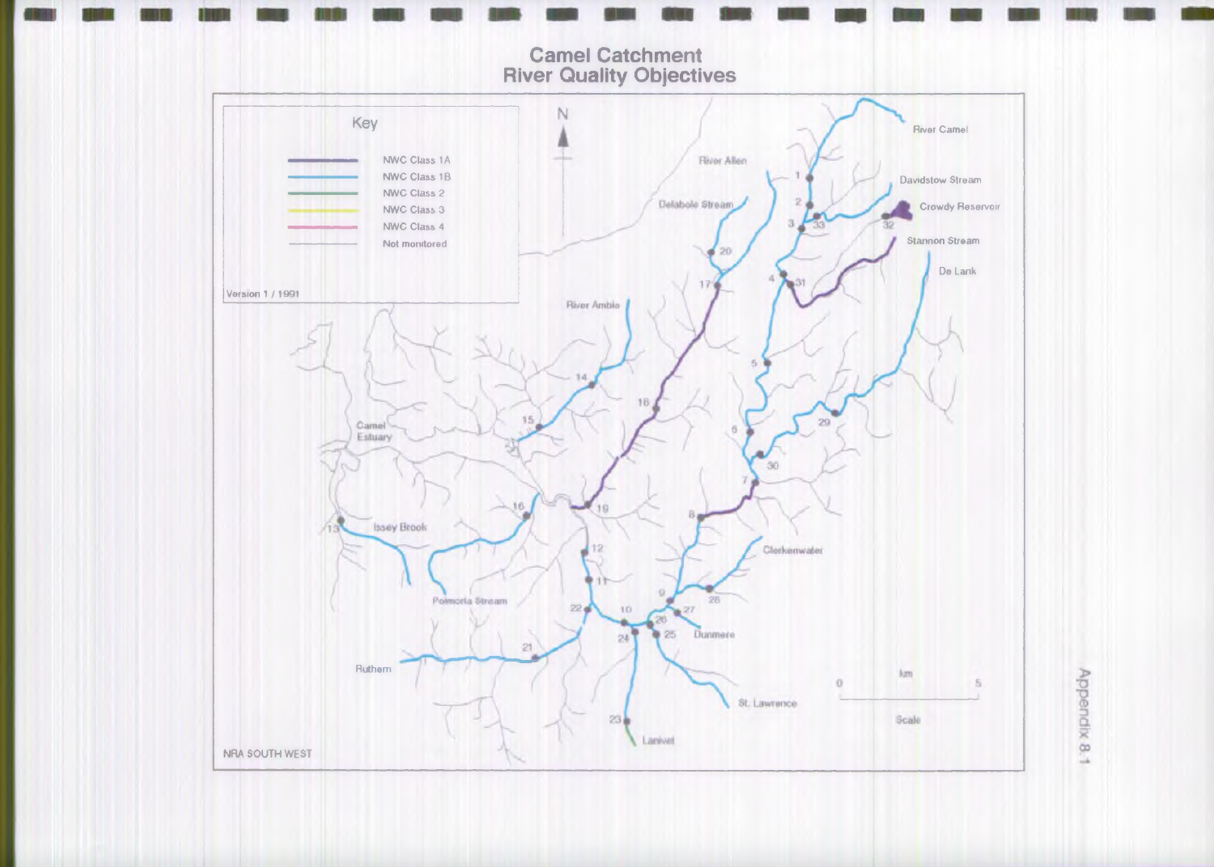# Camel Catchment
# River Quality Objectives

**Key**

- NWC Class 1A
- NWC Class 1B
- NWC Class 2
- NWC Class 3
- NWC Class 4
- Not monitored

Version 1 / 1991

N

River Camel
Davidstow Stream
Crowdy Reservoir
Stannon Stream
De Lank
River Allen
Delabole Stream
River Amble
Camel Estuary
Issey Brook
Polmorla Stream
Ruthern
Lanivet
St. Lawrence
Dunmere
Clerkenwater

1, 2, 3, 4, 5, 6, 7, 8, 9, 10, 11, 12, 13, 14, 15, 16, 17, 18, 19, 20, 21, 22, 23, 24, 25, 26, 27, 28, 29, 30, 31, 32, 33

0 km 5

Scale

NRA SOUTH WEST

Appendix 8.1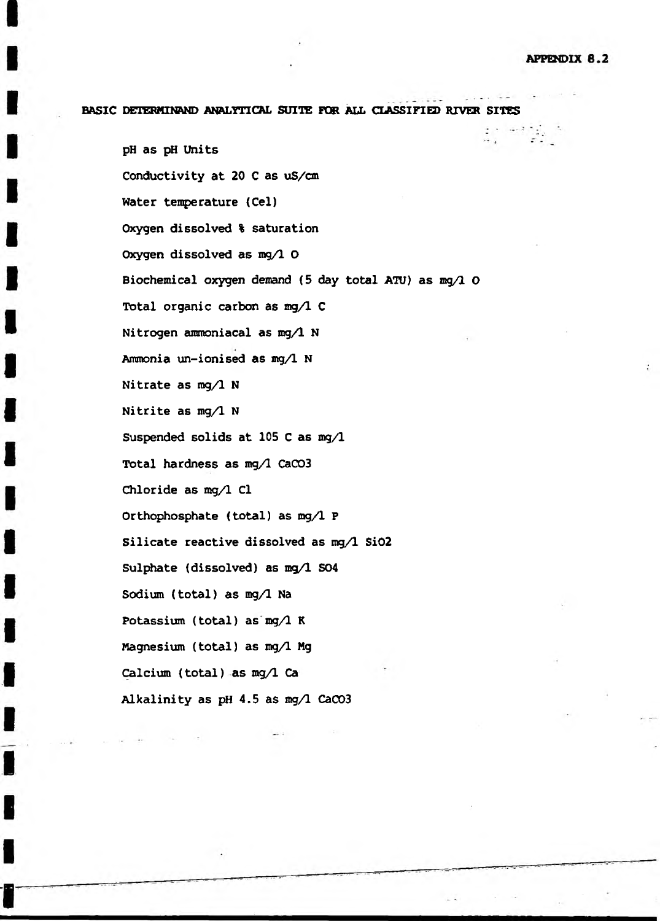APPENDIX 8.2

## BASIC DETERMINAND ANALYTICAL SUITE FOR ALL CLASSIFIED RIVER SITES

pH as pH Units

Conductivity at 20 C as uS/cm

Water temperature (Cel)

Oxygen dissolved % saturation

Oxygen dissolved as mg/l O

Biochemical oxygen demand (5 day total ATU) as mg/l O

Total organic carbon as mg/l C

Nitrogen ammoniacal as mg/l N

Ammonia un-ionised as mg/l N

Nitrate as mg/l N

Nitrite as mg/l N

Suspended solids at 105 C as mg/l

Total hardness as mg/l $CaCO_3$

Chloride as mg/l Cl

Orthophosphate (total) as mg/l P

Silicate reactive dissolved as mg/l $SiO_2$

Sulphate (dissolved) as mg/l $SO_4$

Sodium (total) as mg/l Na

Potassium (total) as mg/l K

Magnesium (total) as mg/l Mg

Calcium (total) as mg/l Ca

Alkalinity as pH 4.5 as mg/l $CaCO_3$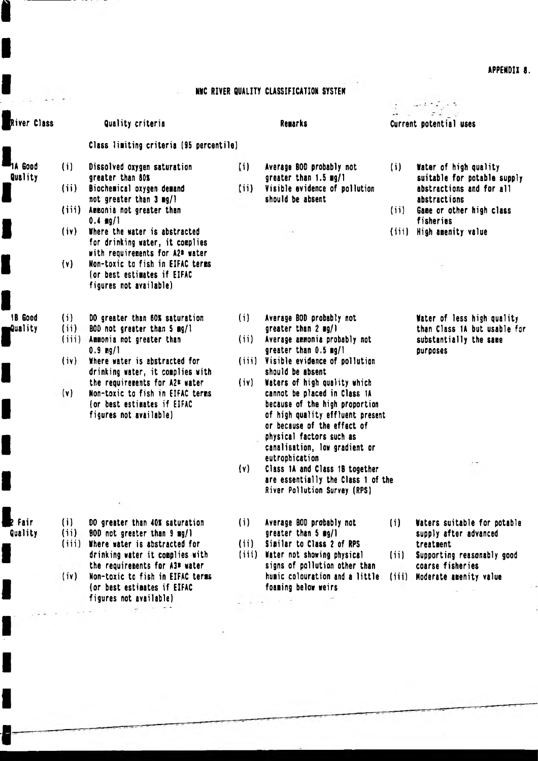APPENDIX 8.

# NWC RIVER QUALITY CLASSIFICATION SYSTEM

| River Class | Quality criteria | Remarks | Current potential uses |
|---|---|---|---|
| | Class limiting criteria (95 percentile) | | |
| 1A Good Quality | (i) Dissolved oxygen saturation greater than 80% (ii) Biochemical oxygen demand not greater than 3 mg/l (iii) Ammonia not greater than 0.4 mg/l (iv) Where the water is abstracted for drinking water, it complies with requirements for A2* water (v) Non-toxic to fish in EIFAC terms (or best estimates if EIFAC figures not available) | (i) Average BOD probably not greater than 1.5 mg/l (ii) Visible evidence of pollution should be absent | (i) Water of high quality suitable for potable supply abstractions and for all abstractions (ii) Game or other high class fisheries (iii) High amenity value |
| 1B Good Quality | (i) DO greater than 60% saturation (ii) BOD not greater than 5 mg/l (iii) Ammonia not greater than 0.9 mg/l (iv) Where water is abstracted for drinking water, it complies with the requirements for A2* water (v) Non-toxic to fish in EIFAC terms (or best estimates if EIFAC figures not available) | (i) Average BOD probably not greater than 2 mg/l (ii) Average ammonia probably not greater than 0.5 mg/l (iii) Visible evidence of pollution should be absent (iv) Waters of high quality which cannot be placed in Class 1A because of the high proportion of high quality effluent present or because of the effect of physical factors such as canalisation, low gradient or eutrophication (v) Class 1A and Class 1B together are essentially the Class 1 of the River Pollution Survey (RPS) | Water of less high quality than Class 1A but usable for substantially the same purposes |
| 2 Fair Quality | (i) DO greater than 40% saturation (ii) BOD not greater than 9 mg/l (iii) Where water is abstracted for drinking water it complies with the requirements for A3* water (iv) Non-toxic to fish in EIFAC terms (or best estimates if EIFAC figures not available) | (i) Average BOD probably not greater than 5 mg/l (ii) Similar to Class 2 of RPS (iii) Water not showing physical signs of pollution other than humic colouration and a little foaming below weirs | (i) Waters suitable for potable supply after advanced treatment (ii) Supporting reasonably good coarse fisheries (iii) Moderate amenity value |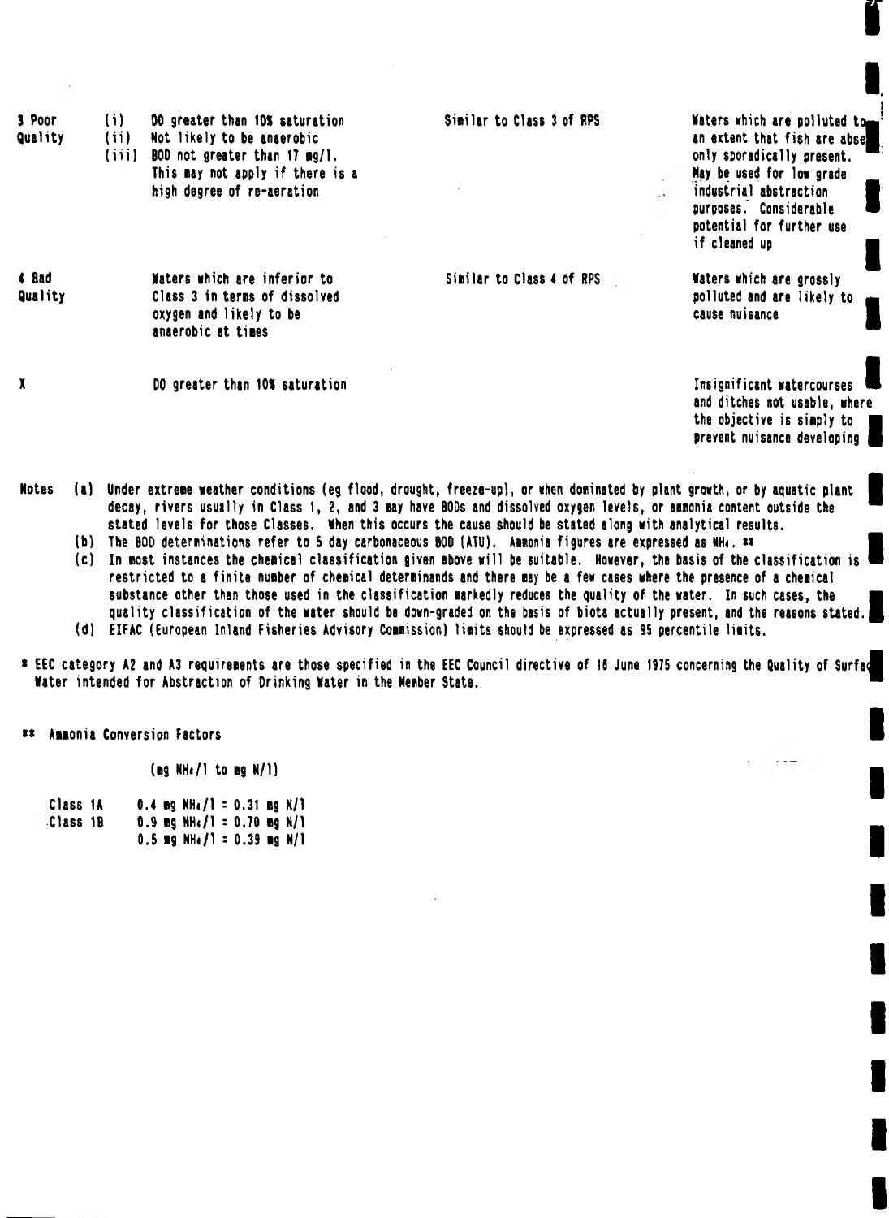| | | | |
|---|---|---|---|
| 3 Poor Quality | (i) DO greater than 10% saturation<br>(ii) Not likely to be anaerobic<br>(iii) BOD not greater than 17 mg/l. This may not apply if there is a high degree of re-aeration | Similar to Class 3 of RPS | Waters which are polluted to an extent that fish are absent or only sporadically present. May be used for low grade industrial abstraction purposes. Considerable potential for further use if cleaned up |
| 4 Bad Quality | Waters which are inferior to Class 3 in terms of dissolved oxygen and likely to be anaerobic at times | Similar to Class 4 of RPS | Waters which are grossly polluted and are likely to cause nuisance |
| X | DO greater than 10% saturation | | Insignificant watercourses and ditches not usable, where the objective is simply to prevent nuisance developing |

Notes (a) Under extreme weather conditions (eg flood, drought, freeze-up), or when dominated by plant growth, or by aquatic plant decay, rivers usually in Class 1, 2, and 3 may have BODs and dissolved oxygen levels, or ammonia content outside the stated levels for those Classes. When this occurs the cause should be stated along with analytical results.

(b) The BOD determinations refer to 5 day carbonaceous BOD (ATU). Ammonia figures are expressed as $NH_4$. **

(c) In most instances the chemical classification given above will be suitable. However, the basis of the classification is restricted to a finite number of chemical determinands and there may be a few cases where the presence of a chemical substance other than those used in the classification markedly reduces the quality of the water. In such cases, the quality classification of the water should be down-graded on the basis of biota actually present, and the reasons stated.

(d) EIFAC (European Inland Fisheries Advisory Commission) limits should be expressed as 95 percentile limits.

* EEC category A2 and A3 requirements are those specified in the EEC Council directive of 16 June 1975 concerning the Quality of Surface Water intended for Abstraction of Drinking Water in the Member State.

** Ammonia Conversion Factors

(mg $NH_4$/l to mg N/l)

| | |
|---|---|
| Class 1A | 0.4 mg $NH_4$/l = 0.31 mg N/l |
| Class 1B | 0.9 mg $NH_4$/l = 0.70 mg N/l |
| | 0.5 mg $NH_4$/l = 0.39 mg N/l |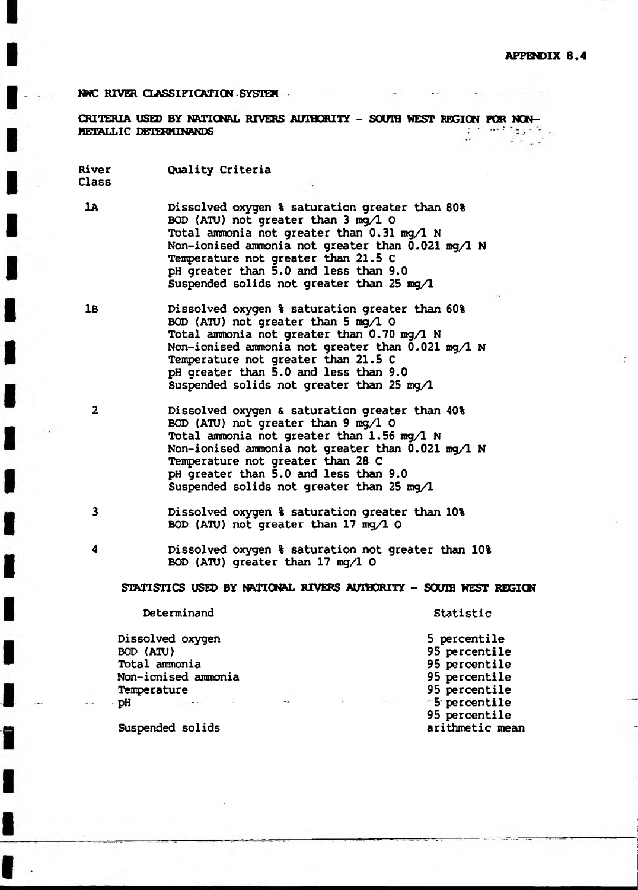APPENDIX 8.4

## NWC RIVER CLASSIFICATION SYSTEM

### CRITERIA USED BY NATIONAL RIVERS AUTHORITY - SOUTH WEST REGION FOR NON-METALLIC DETERMINANDS

| River Class | Quality Criteria |
| --- | --- |
| 1A | Dissolved oxygen % saturation greater than 80%<br>BOD (ATU) not greater than 3 mg/l O<br>Total ammonia not greater than 0.31 mg/l N<br>Non-ionised ammonia not greater than 0.021 mg/l N<br>Temperature not greater than 21.5 C<br>pH greater than 5.0 and less than 9.0<br>Suspended solids not greater than 25 mg/l |
| 1B | Dissolved oxygen % saturation greater than 60%<br>BOD (ATU) not greater than 5 mg/l O<br>Total ammonia not greater than 0.70 mg/l N<br>Non-ionised ammonia not greater than 0.021 mg/l N<br>Temperature not greater than 21.5 C<br>pH greater than 5.0 and less than 9.0<br>Suspended solids not greater than 25 mg/l |
| 2 | Dissolved oxygen & saturation greater than 40%<br>BOD (ATU) not greater than 9 mg/l O<br>Total ammonia not greater than 1.56 mg/l N<br>Non-ionised ammonia not greater than 0.021 mg/l N<br>Temperature not greater than 28 C<br>pH greater than 5.0 and less than 9.0<br>Suspended solids not greater than 25 mg/l |
| 3 | Dissolved oxygen % saturation greater than 10%<br>BOD (ATU) not greater than 17 mg/l O |
| 4 | Dissolved oxygen % saturation not greater than 10%<br>BOD (ATU) greater than 17 mg/l O |

### STATISTICS USED BY NATIONAL RIVERS AUTHORITY - SOUTH WEST REGION

| Determinand | Statistic |
| --- | --- |
| Dissolved oxygen | 5 percentile |
| BOD (ATU) | 95 percentile |
| Total ammonia | 95 percentile |
| Non-ionised ammonia | 95 percentile |
| Temperature | 95 percentile |
| pH | 5 percentile<br>95 percentile |
| Suspended solids | arithmetic mean |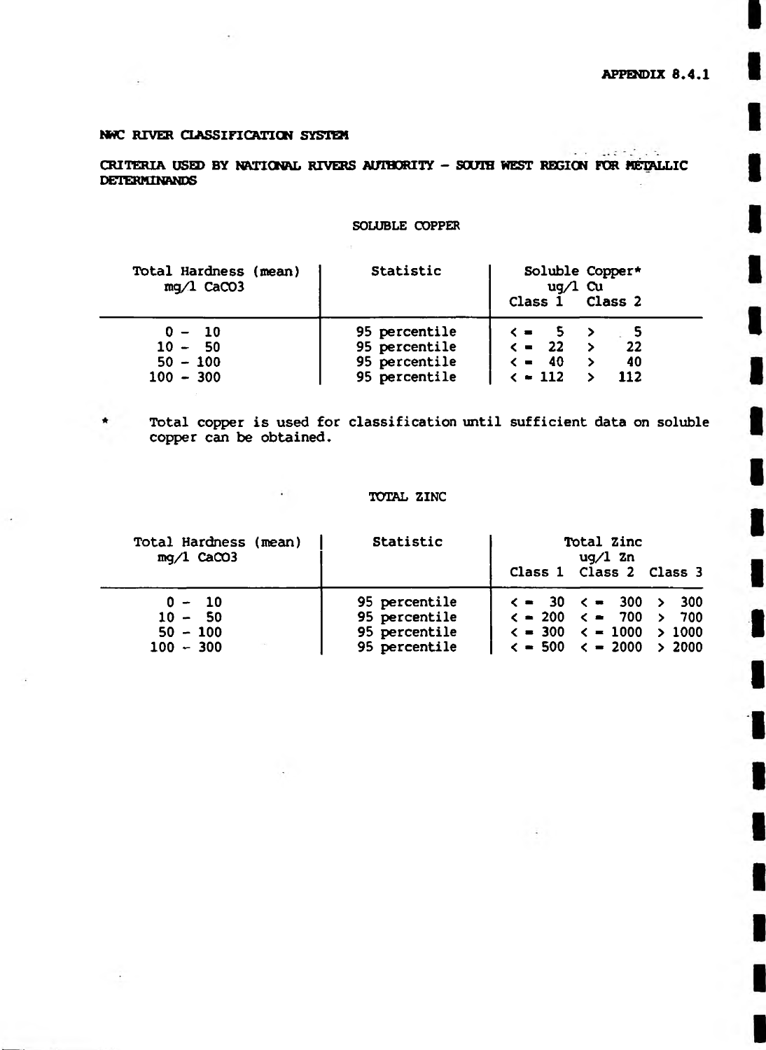APPENDIX 8.4.1

**NWC RIVER CLASSIFICATION SYSTEM**

**CRITERIA USED BY NATIONAL RIVERS AUTHORITY - SOUTH WEST REGION FOR METALLIC DETERMINANDS**

## SOLUBLE COPPER

| Total Hardness (mean) mg/l $CaCO_3$ | Statistic | Soluble Copper* ug/l Cu | |
|---|---|---|---|
| | | Class 1 | Class 2 |
| 0 - 10 | 95 percentile | <= 5 | > 5 |
| 10 - 50 | 95 percentile | <= 22 | > 22 |
| 50 - 100 | 95 percentile | <= 40 | > 40 |
| 100 - 300 | 95 percentile | <= 112 | > 112 |

\* Total copper is used for classification until sufficient data on soluble copper can be obtained.

## TOTAL ZINC

| Total Hardness (mean) mg/l $CaCO_3$ | Statistic | Total Zinc ug/l Zn | | |
|---|---|---|---|---|
| | | Class 1 | Class 2 | Class 3 |
| 0 - 10 | 95 percentile | <= 30 | <= 300 | > 300 |
| 10 - 50 | 95 percentile | <= 200 | <= 700 | > 700 |
| 50 - 100 | 95 percentile | <= 300 | <= 1000 | > 1000 |
| 100 - 300 | 95 percentile | <= 500 | <= 2000 | > 2000 |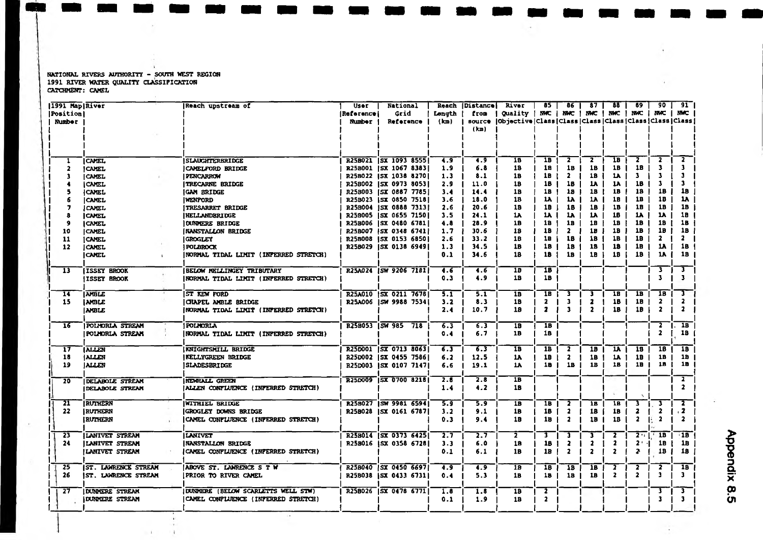NATIONAL RIVERS AUTHORITY - SOUTH WEST REGION
1991 RIVER WATER QUALITY CLASSIFICATION
CATCHMENT: CAMEL

| 1991 Map Position Number | River | Reach upstream of | User Reference Number | National Grid Reference | Reach Length (km) | Distance from source (km) | River Quality Objective | 85 NWC Class | 86 NWC Class | 87 NWC Class | 88 NWC Class | 89 NWC Class | 90 NWC Class | 91 NWC Class |
|---|---|---|---|---|---|---|---|---|---|---|---|---|---|---|
| 1 | CAMEL | SLAUGHTERBRIDGE | R25B021 | SX 1093 8555 | 4.9 | 4.9 | 1B | 1B | 2 | 2 | 1B | 2 | 2 | 2 |
| 2 | CAMEL | CAMELFORD BRIDGE | R25B001 | SX 1067 8383 | 1.9 | 6.8 | 1B | 1B | 1B | 1B | 1B | 1B | 3 | 3 |
| 3 | CAMEL | PENCARROW | R25B022 | SX 1038 8270 | 1.3 | 8.1 | 1B | 1B | 2 | 1B | 1A | 3 | 3 | 3 |
| 4 | CAMEL | TRECARNE BRIDGE | R25B002 | SX 0973 8053 | 2.9 | 11.0 | 1B | 1B | 1B | 1A | 1A | 1B | 3 | 3 |
| 5 | CAMEL | GAM BRIDGE | R25B003 | SX 0887 7785 | 3.4 | 14.4 | 1B | 1B | 1B | 1B | 1B | 1B | 1B | 1B |
| 6 | CAMEL | WENFORD | R25B023 | SX 0850 7518 | 3.6 | 18.0 | 1B | 1A | 1A | 1A | 1B | 1B | 1B | 1A |
| 7 | CAMEL | TRESARRET BRIDGE | R25B004 | SX 0888 7313 | 2.6 | 20.6 | 1B | 1B | 1B | 1B | 1B | 1B | 1B | 1B |
| 8 | CAMEL | HELLANDBRIDGE | R25B005 | SX 0655 7150 | 3.5 | 24.1 | 1A | 1A | 1A | 1A | 1B | 1A | 1A | 1B |
| 9 | CAMEL | DUNMERE BRIDGE | R25B006 | SX 0480 6781 | 4.8 | 28.9 | 1B | 1B | 1B | 1B | 1B | 1B | 1B | 1B |
| 10 | CAMEL | NANSTALLON BRIDGE | R25B007 | SX 0348 6741 | 1.7 | 30.6 | 1B | 1B | 2 | 1B | 1B | 1B | 1B | 1B |
| 11 | CAMEL | GROGLEY | R25B008 | SX 0153 6850 | 2.6 | 33.2 | 1B | 1B | 1B | 1B | 1B | 1B | 2 | 2 |
| 12 | CAMEL | POLBROCK | R25B029 | SX 0138 6949 | 1.3 | 34.5 | 1B | 1B | 1B | 1B | 1B | 1B | 1A | 1B |
| | CAMEL | NORMAL TIDAL LIMIT (INFERRED STRETCH) | | | 0.1 | 34.6 | 1B | 1B | 1B | 1B | 1B | 1B | 1A | 1B |
| 13 | ISSEY BROOK | BELOW MELLINGEY TRIBUTARY | R25A024 | SW 9206 7181 | 4.6 | 4.6 | 1B | 1B | | | | | 3 | 3 |
| | ISSEY BROOK | NORMAL TIDAL LIMIT (INFERRED STRETCH) | | | 0.3 | 4.9 | 1B | 1B | | | | | 3 | 3 |
| 14 | AMBLE | ST KEW FORD | R25A010 | SX 0211 7678 | 5.1 | 5.1 | 1B | 1B | 3 | 3 | 1B | 1B | 1B | 3 |
| 15 | AMBLE | CHAPEL AMBLE BRIDGE | R25A006 | SW 9988 7534 | 3.2 | 8.3 | 1B | 2 | 3 | 2 | 1B | 1B | 2 | 2 |
| | AMBLE | NORMAL TIDAL LIMIT (INFERRED STRETCH) | | | 2.4 | 10.7 | 1B | 2 | 3 | 2 | 1B | 1B | 2 | 2 |
| 16 | POLMORLA STREAM | POLMORLA | R25B053 | SW 985 718 | 6.3 | 6.3 | 1B | 1B | | | | | 2 | 1B |
| | POLMORLA STREAM | NORMAL TIDAL LIMIT (INFERRED STRETCH) | | | 0.4 | 6.7 | 1B | 1B | | | | | 2 | 1B |
| 17 | ALLEN | KNIGHTSMILL BRIDGE | R25D001 | SX 0713 8063 | 6.3 | 6.3 | 1B | 1B | 2 | 1B | 1A | 1B | 1B | 1B |
| 18 | ALLEN | KELLYGREEN BRIDGE | R25D002 | SX 0455 7586 | 6.2 | 12.5 | 1A | 1B | 2 | 1B | 1A | 1B | 1B | 1B |
| 19 | ALLEN | SLADESBRIDGE | R25D003 | SX 0107 7147 | 6.6 | 19.1 | 1A | 1B | 1B | 1B | 1B | 1B | 1B | 1B |
| 20 | DELABOLE STREAM | NEWHALL GREEN | R25D009 | SX 0700 8218 | 2.8 | 2.8 | 1B | | | | | | | 2 |
| | DELABOLE STREAM | ALLEN CONFLUENCE (INFERRED STRETCH) | | | 1.4 | 4.2 | 1B | | | | | | | 2 |
| 21 | RUTHERN | WITHIEL BRIDGE | R25B027 | SW 9981 6594 | 5.9 | 5.9 | 1B | 1B | 2 | 1B | 1B | 3 | 3 | 2 |
| 22 | RUTHERN | GROGLEY DOWNS BRIDGE | R25B028 | SX 0161 6787 | 3.2 | 9.1 | 1B | 1B | 2 | 1B | 1B | 2 | 2 | 2 |
| | RUTHERN | CAMEL CONFLUENCE (INFERRED STRETCH) | | | 0.3 | 9.4 | 1B | 1B | 2 | 1B | 1B | 2 | 2 | 2 |
| 23 | LANIVET STREAM | LANIVET | R25B014 | SX 0373 6425 | 2.7 | 2.7 | 2 | 3 | 3 | 3 | 2 | 2 | 1B | 1B |
| 24 | LANIVET STREAM | NANSTALLON BRIDGE | R25B016 | SX 0358 6728 | 3.3 | 6.0 | 1B | 1B | 2 | 2 | 2 | 2 | 1B | 1B |
| | LANIVET STREAM | CAMEL CONFLUENCE (INFERRED STRETCH) | | | 0.1 | 6.1 | 1B | 1B | 2 | 2 | 2 | 2 | 1B | 1B |
| 25 | ST. LAWRENCE STREAM | ABOVE ST. LAWRENCE S T W | R25B040 | SX 0450 6697 | 4.9 | 4.9 | 1B | 1B | 1B | 1B | 2 | 2 | 2 | 1B |
| 26 | ST. LAWRENCE STREAM | PRIOR TO RIVER CAMEL | R25B038 | SX 0433 6731 | 0.4 | 5.3 | 1B | 1B | 1B | 1B | 2 | 2 | 3 | 3 |
| 27 | DUNMERE STREAM | DUNMERE (BELOW SCARLETTS WELL STW) | R25B026 | SX 0478 6771 | 1.8 | 1.8 | 1B | 2 | | | | | 3 | 3 |
| | DUNMERE STREAM | CAMEL CONFLUENCE (INFERRED STRETCH) | | | 0.1 | 1.9 | 1B | 2 | | | | | 3 | 3 |

Appendix 8.5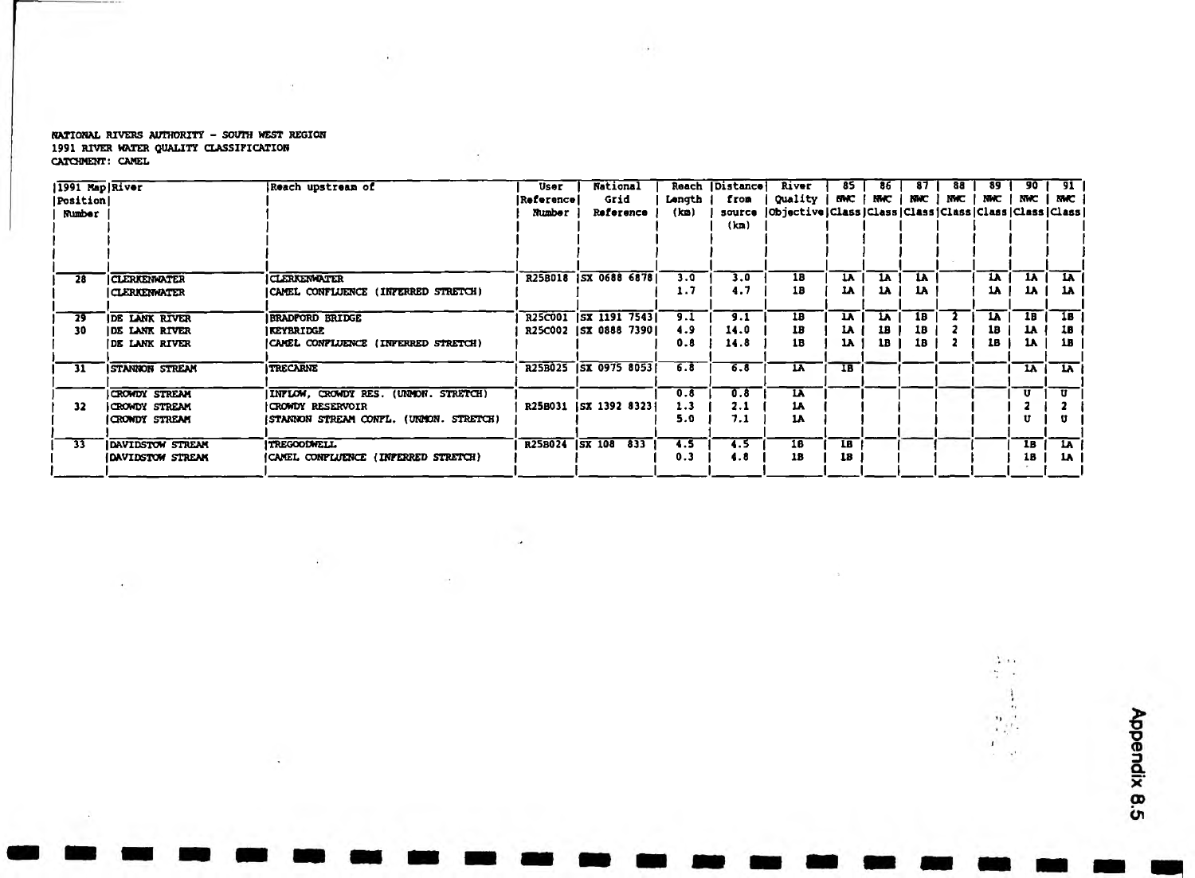NATIONAL RIVERS AUTHORITY - SOUTH WEST REGION
1991 RIVER WATER QUALITY CLASSIFICATION
CATCHMENT: CAMEL

| 1991 Map Position Number | River | Reach upstream of | User Reference Number | National Grid Reference | Reach Length (km) | Distance from source (km) | River Quality Objective | 85 NWC Class | 86 NWC Class | 87 NWC Class | 88 NWC Class | 89 NWC Class | 90 NWC Class | 91 NWC Class |
|---|---|---|---|---|---|---|---|---|---|---|---|---|---|---|
| 28 | CLERKENWATER | CLERKENWATER | R25B018 | SX 0688 6878 | 3.0 | 3.0 | 1B | 1A | 1A | 1A | | 1A | 1A | 1A |
| | CLERKENWATER | CAMEL CONFLUENCE (INFERRED STRETCH) | | | 1.7 | 4.7 | 1B | 1A | 1A | 1A | | 1A | 1A | 1A |
| 29 | DE LANK RIVER | BRADFORD BRIDGE | R25C001 | SX 1191 7543 | 9.1 | 9.1 | 1B | 1A | 1A | 1B | 2 | 1A | 1B | 1B |
| 30 | DE LANK RIVER | KEYBRIDGE | R25C002 | SX 0888 7390 | 4.9 | 14.0 | 1B | 1A | 1B | 1B | 2 | 1B | 1A | 1B |
| | DE LANK RIVER | CAMEL CONFLUENCE (INFERRED STRETCH) | | | 0.8 | 14.8 | 1B | 1A | 1B | 1B | 2 | 1B | 1A | 1B |
| 31 | STANNON STREAM | TRECARNE | R25B025 | SX 0975 8053 | 6.8 | 6.8 | 1A | 1B | | | | | 1A | 1A |
| | CROWDY STREAM | INFLOW, CROWDY RES. (UNMON. STRETCH) | | | 0.8 | 0.8 | 1A | | | | | | U | U |
| 32 | CROWDY STREAM | CROWDY RESERVOIR | R25B031 | SX 1392 8323 | 1.3 | 2.1 | 1A | | | | | | 2 | 2 |
| | CROWDY STREAM | STANNON STREAM CONFL. (UNMON. STRETCH) | | | 5.0 | 7.1 | 1A | | | | | | U | U |
| 33 | DAVIDSTOW STREAM | TREGOODWELL | R25B024 | SX 108 833 | 4.5 | 4.5 | 1B | 1B | | | | | 1B | 1A |
| | DAVIDSTOW STREAM | CAMEL CONFLUENCE (INFERRED STRETCH) | | | 0.3 | 4.8 | 1B | 1B | | | | | 1B | 1A |

Appendix 8.5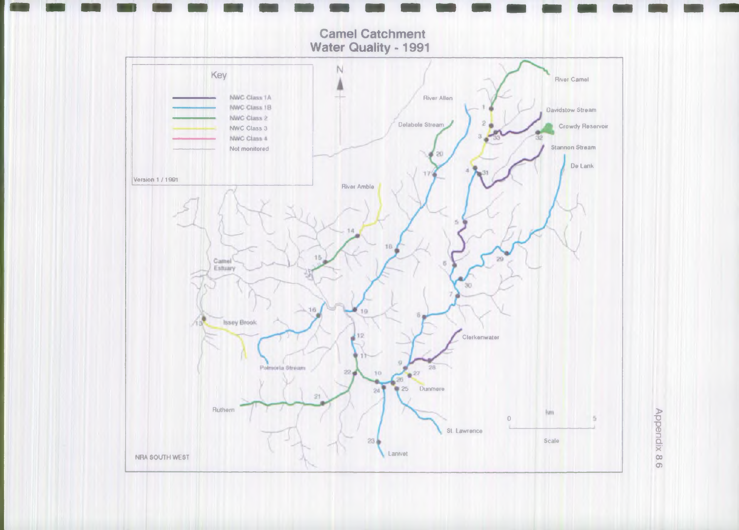# Camel Catchment Water Quality - 1991

**Key**

- NWC Class 1A
- NWC Class 1B
- NWC Class 2
- NWC Class 3
- NWC Class 4
- Not monitored

Version 1 / 1991

N

River Camel, River Allen, Davidstow Stream, Crowdy Reservoir, Delabole Stream, Stannon Stream, De Lank, River Amble, Camel Estuary, Issey Brook, Polmorla Stream, Clerkenwater, Dunmere, Ruthern, St. Lawrence, Lanivet

1, 2, 3, 4, 5, 6, 7, 8, 9, 10, 11, 12, 13, 14, 15, 16, 17, 18, 19, 20, 21, 22, 23, 24, 25, 26, 27, 28, 29, 30, 31, 32, 33

Scale: 0 – 5 km

NRA SOUTH WEST

Appendix 8.6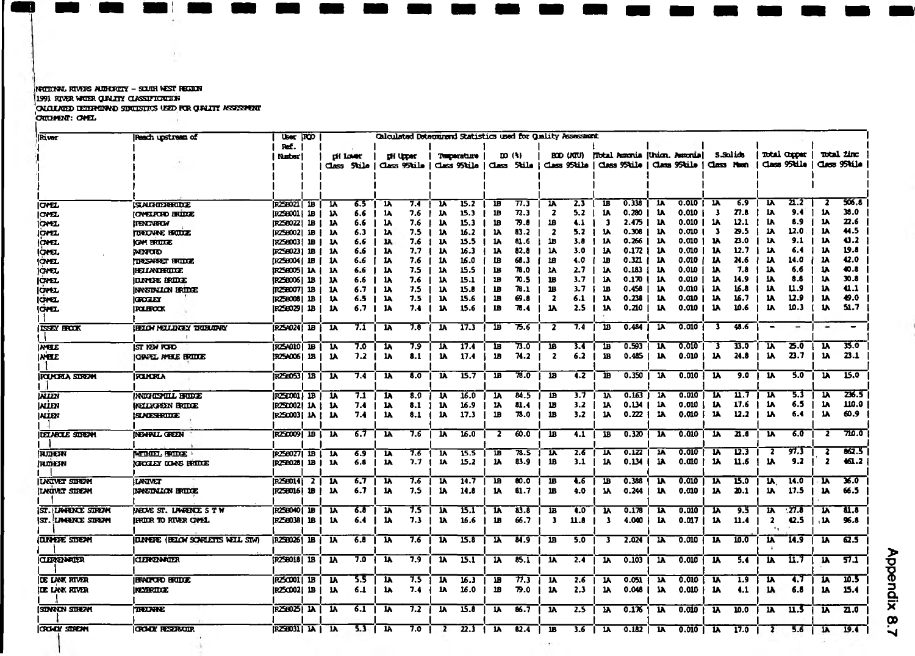NATIONAL RIVERS AUTHORITY - SOUTH WEST REGION
1991 RIVER WATER QUALITY CLASSIFICATION
CALCULATED DETERMINAND STATISTICS USED FOR QUALITY ASSESSMENT
CATCHMENT: CAMEL

| River | Reach upstream of | User Ref. Number | RQO | pH Lower | | pH Upper | | Temperature | | DO (%) | | BOD (ATU) | | Total Ammonia | | Union. Ammonia | | S.Solids | | Total Copper | | Total Zinc | |
|---|---|---|---|---|---|---|---|---|---|---|---|---|---|---|---|---|---|---|---|---|---|---|---|
| | | | | Class | 5%ile | Class | 95%ile | Class | 95%ile | Class | 5%ile | Class | 95%ile | Class | 95%ile | Class | 95%ile | Class | Mean | Class | 95%ile | Class | 95%ile |
| CAMEL | SLAUGHTERBRIDGE | R25B021 | 1B | 1A | 6.5 | 1A | 7.4 | 1A | 15.2 | 1B | 77.3 | 1A | 2.3 | 1B | 0.338 | 1A | 0.010 | 1A | 6.9 | 1A | 21.2 | 2 | 506.8 |
| CAMEL | CAMELFORD BRIDGE | R25B001 | 1B | 1A | 6.6 | 1A | 7.6 | 1A | 15.3 | 1B | 72.3 | 2 | 5.2 | 1A | 0.280 | 1A | 0.010 | 3 | 27.8 | 1A | 9.4 | 1A | 38.0 |
| CAMEL | PENCARROW | R25B022 | 1B | 1A | 6.6 | 1A | 7.6 | 1A | 15.3 | 1B | 79.8 | 1B | 4.1 | 3 | 2.475 | 1A | 0.010 | 1A | 12.1 | 1A | 8.9 | 1A | 22.6 |
| CAMEL | TREGARNE BRIDGE | R25B002 | 1B | 1A | 6.3 | 1A | 7.5 | 1A | 16.2 | 1A | 83.2 | 2 | 5.2 | 1A | 0.308 | 1A | 0.010 | 3 | 29.5 | 1A | 12.0 | 1A | 44.5 |
| CAMEL | GAM BRIDGE | R25B003 | 1B | 1A | 6.6 | 1A | 7.6 | 1A | 15.5 | 1A | 81.6 | 1B | 3.8 | 1A | 0.266 | 1A | 0.010 | 1A | 23.0 | 1A | 9.1 | 1A | 43.2 |
| CAMEL | WENFORD | R25B023 | 1B | 1A | 6.6 | 1A | 7.7 | 1A | 16.3 | 1A | 82.8 | 1A | 3.0 | 1A | 0.172 | 1A | 0.010 | 1A | 12.7 | 1A | 6.4 | 1A | 19.8 |
| CAMEL | TRESARRET BRIDGE | R25B004 | 1B | 1A | 6.6 | 1A | 7.6 | 1A | 16.0 | 1B | 68.3 | 1B | 4.0 | 1B | 0.321 | 1A | 0.010 | 1A | 24.6 | 1A | 14.0 | 1A | 42.0 |
| CAMEL | HELLANDBRIDGE | R25B005 | 1A | 1A | 6.6 | 1A | 7.5 | 1A | 15.5 | 1B | 78.0 | 1A | 2.7 | 1A | 0.183 | 1A | 0.010 | 1A | 7.8 | 1A | 6.6 | 1A | 40.8 |
| CAMEL | DUNMERE BRIDGE | R25B006 | 1B | 1A | 6.6 | 1A | 7.6 | 1A | 15.1 | 1B | 70.5 | 1B | 3.7 | 1A | 0.170 | 1A | 0.010 | 1A | 14.9 | 1A | 8.8 | 1A | 30.8 |
| CAMEL | NANSTALLON BRIDGE | R25B007 | 1B | 1A | 6.7 | 1A | 7.5 | 1A | 15.8 | 1B | 78.1 | 1B | 3.7 | 1B | 0.458 | 1A | 0.010 | 1A | 16.8 | 1A | 11.9 | 1A | 41.1 |
| CAMEL | GROGLEY | R25B008 | 1B | 1A | 6.5 | 1A | 7.5 | 1A | 15.6 | 1B | 69.8 | 2 | 6.1 | 1A | 0.238 | 1A | 0.010 | 1A | 16.7 | 1A | 12.9 | 1A | 49.0 |
| CAMEL | POLBROCK | R25B029 | 1B | 1A | 6.7 | 1A | 7.4 | 1A | 15.6 | 1B | 78.4 | 1A | 2.5 | 1A | 0.210 | 1A | 0.010 | 1A | 10.6 | 1A | 10.3 | 1A | 51.7 |
| ISSEY BROOK | BELOW MELLINGEY TRIBUTARY | R25A024 | 1B | 1A | 7.1 | 1A | 7.8 | 1A | 17.3 | 1B | 75.6 | 2 | 7.4 | 1B | 0.484 | 1A | 0.010 | 3 | 48.6 | - | - | - | - |
| AMBLE | ST KEW FORD | R25A010 | 1B | 1A | 7.0 | 1A | 7.9 | 1A | 17.4 | 1B | 73.0 | 1B | 3.4 | 1B | 0.593 | 1A | 0.010 | 3 | 33.0 | 1A | 25.0 | 1A | 35.0 |
| AMBLE | CHAPEL AMBLE BRIDGE | R25A006 | 1B | 1A | 7.2 | 1A | 8.1 | 1A | 17.4 | 1B | 74.2 | 2 | 6.2 | 1B | 0.485 | 1A | 0.010 | 1A | 24.8 | 1A | 23.7 | 1A | 23.1 |
| POLMORLA STREAM | POLMORLA | R25B053 | 1B | 1A | 7.4 | 1A | 8.0 | 1A | 15.7 | 1B | 78.0 | 1B | 4.2 | 1B | 0.350 | 1A | 0.010 | 1A | 9.0 | 1A | 5.0 | 1A | 15.0 |
| ALLEN | KNIGHTSMILL BRIDGE | R25D001 | 1B | 1A | 7.1 | 1A | 8.0 | 1A | 16.0 | 1A | 84.5 | 1B | 3.7 | 1A | 0.163 | 1A | 0.010 | 1A | 11.7 | 1A | 5.3 | 1A | 236.5 |
| ALLEN | KELLYGREEN BRIDGE | R25D002 | 1A | 1A | 7.4 | 1A | 8.1 | 1A | 16.9 | 1A | 81.4 | 1B | 3.2 | 1A | 0.134 | 1A | 0.010 | 1A | 17.6 | 1A | 6.5 | 1A | 110.0 |
| ALLEN | SLADESBRIDGE | R25D003 | 1A | 1A | 7.4 | 1A | 8.1 | 1A | 17.3 | 1B | 78.0 | 1B | 3.2 | 1A | 0.222 | 1A | 0.010 | 1A | 12.2 | 1A | 6.4 | 1A | 60.9 |
| DELABOLE STREAM | NEWHALL GREEN | R25D009 | 1B | 1A | 6.7 | 1A | 7.6 | 1A | 16.0 | 2 | 60.0 | 1B | 4.1 | 1B | 0.320 | 1A | 0.010 | 1A | 21.8 | 1A | 6.0 | 2 | 710.0 |
| RUTHERN | WITHIEL BRIDGE | R25B027 | 1B | 1A | 6.9 | 1A | 7.6 | 1A | 15.5 | 1B | 78.5 | 1A | 2.6 | 1A | 0.122 | 1A | 0.010 | 1A | 12.3 | 2 | 97.3 | 2 | 862.5 |
| RUTHERN | GROGLEY DOWNS BRIDGE | R25B028 | 1B | 1A | 6.8 | 1A | 7.7 | 1A | 15.2 | 1A | 83.9 | 1B | 3.1 | 1A | 0.134 | 1A | 0.010 | 1A | 11.6 | 1A | 9.2 | 2 | 461.2 |
| LANIVET STREAM | LANIVET | R25B014 | 2 | 1A | 6.7 | 1A | 7.6 | 1A | 14.7 | 1B | 80.0 | 1B | 4.6 | 1B | 0.388 | 1A | 0.010 | 1A | 15.0 | 1A | 14.0 | 1A | 36.0 |
| LANIVET STREAM | NANSTALLON BRIDGE | R25B016 | 1B | 1A | 6.7 | 1A | 7.5 | 1A | 14.8 | 1A | 81.7 | 1B | 4.0 | 1A | 0.244 | 1A | 0.010 | 1A | 20.1 | 1A | 17.5 | 1A | 66.5 |
| ST. LAWRENCE STREAM | ABOVE ST. LAWRENCE S T W | R25B040 | 1B | 1A | 6.8 | 1A | 7.5 | 1A | 15.1 | 1A | 83.8 | 1B | 4.0 | 1A | 0.178 | 1A | 0.010 | 1A | 9.5 | 1A | 27.8 | 1A | 81.8 |
| ST. LAWRENCE STREAM | PRIOR TO RIVER CAMEL | R25B038 | 1B | 1A | 6.4 | 1A | 7.3 | 1A | 16.6 | 1B | 66.7 | 3 | 11.8 | 3 | 4.040 | 1A | 0.017 | 1A | 11.4 | 2 | 42.5 | 1A | 96.8 |
| DUNMERE STREAM | DUNMERE (BELOW SCARLETTS WELL STW) | R25B026 | 1B | 1A | 6.8 | 1A | 7.6 | 1A | 15.8 | 1A | 84.9 | 1B | 5.0 | 3 | 2.024 | 1A | 0.010 | 1A | 10.0 | 1A | 14.9 | 1A | 62.5 |
| CLERKENWATER | CLERKENWATER | R25B018 | 1B | 1A | 7.0 | 1A | 7.9 | 1A | 15.1 | 1A | 85.1 | 1A | 2.4 | 1A | 0.103 | 1A | 0.010 | 1A | 5.4 | 1A | 11.7 | 1A | 57.1 |
| DE LANK RIVER | BRADFORD BRIDGE | R25C001 | 1B | 1A | 5.5 | 1A | 7.5 | 1A | 16.3 | 1B | 77.3 | 1A | 2.6 | 1A | 0.051 | 1A | 0.010 | 1A | 1.9 | 1A | 4.7 | 1A | 10.5 |
| DE LANK RIVER | REDBRIDGE | R25C002 | 1B | 1A | 6.1 | 1A | 7.4 | 1A | 16.0 | 1B | 79.0 | 1A | 2.3 | 1A | 0.048 | 1A | 0.010 | 1A | 4.1 | 1A | 6.8 | 1A | 15.4 |
| STANNON STREAM | TREGARNE | R25B025 | 1A | 1A | 6.1 | 1A | 7.2 | 1A | 15.8 | 1A | 86.7 | 1A | 2.5 | 1A | 0.176 | 1A | 0.010 | 1A | 10.0 | 1A | 11.5 | 1A | 21.0 |
| CROWDY STREAM | CROWDY RESERVOIR | R25B031 | 1A | 1A | 5.3 | 1A | 7.0 | 2 | 22.3 | 1A | 82.4 | 1B | 3.6 | 1A | 0.182 | 1A | 0.010 | 1A | 17.0 | 2 | 5.6 | 1A | 19.4 |

Appendix 8.7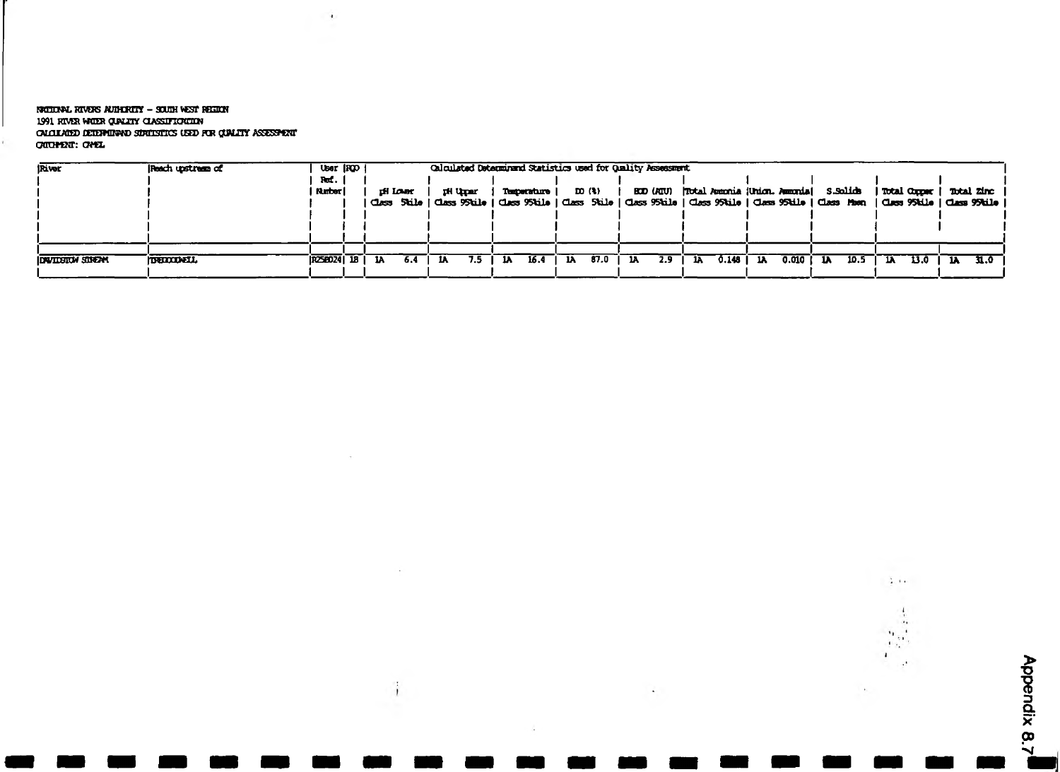NATIONAL RIVERS AUTHORITY - SOUTH WEST REGION
1991 RIVER WATER QUALITY CLASSIFICATION
CALCULATED DETERMINAND STATISTICS USED FOR QUALITY ASSESSMENT
CATCHMENT: CAMEL

| River | Reach upstream of | User Ref. Number | RQO | pH Lower Class | pH Lower 5%ile | pH Upper Class | pH Upper 95%ile | Temperature Class | Temperature 95%ile | DO (%) Class | DO (%) 5%ile | BOD (ATU) Class | BOD (ATU) 95%ile | Total Ammonia Class | Total Ammonia 95%ile | Union. Ammonia Class | Union. Ammonia 95%ile | S.Solids Class | S.Solids Mean | Total Copper Class | Total Copper 95%ile | Total Zinc Class | Total Zinc 95%ile |
|---|---|---|---|---|---|---|---|---|---|---|---|---|---|---|---|---|---|---|---|---|---|---|---|
| DAVIDSTOW STREAM | TREDODDWELL | R25B024 | 1B | 1A | 6.4 | 1A | 7.5 | 1A | 16.4 | 1A | 87.0 | 1A | 2.9 | 1A | 0.148 | 1A | 0.010 | 1A | 10.5 | 1A | 13.0 | 1A | 31.0 |

Appendix 8.7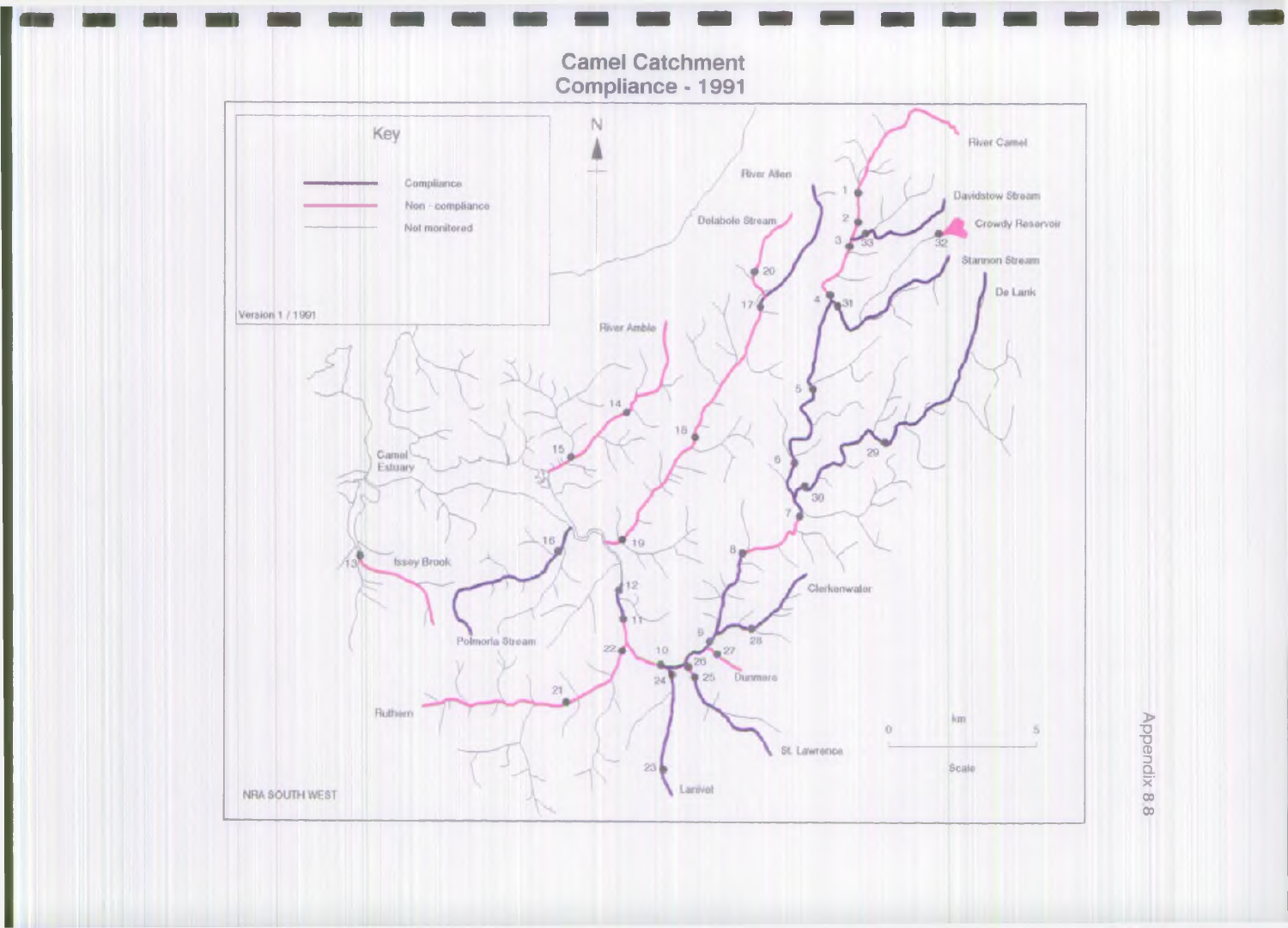# Camel Catchment Compliance - 1991

**Key**

- Compliance
- Non - compliance
- Not monitored

Version 1 / 1991

N

River Camel

Davidstow Stream

Crowdy Reservoir

Stannon Stream

De Lank

River Allen

Delabole Stream

River Amble

Camel Estuary

Issey Brook

Polmorla Stream

Ruthern

Clerkenwater

Dunmere

St. Lawrence

Lanivet

Scale 0 km 5

NRA SOUTH WEST

Appendix 8.8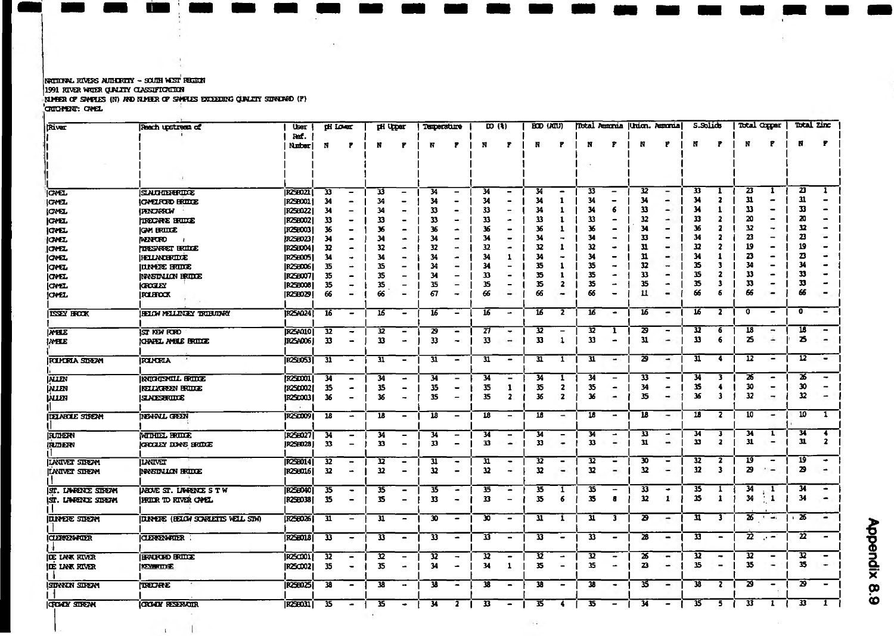NATIONAL RIVERS AUTHORITY - SOUTH WEST REGION
1991 RIVER WATER QUALITY CLASSIFICATION
NUMBER OF SAMPLES (N) AND NUMBER OF SAMPLES EXCEEDING QUALITY STANDARD (F)
CATCHMENT: CAMEL

| River | Reach upstream of | User Ref. Number | pH Lower | | pH Upper | | Temperature | | DO (%) | | BOD (ATU) | | Total Ammonia | | Union. Ammonia | | S.Solids | | Total Copper | | Total Zinc | |
|---|---|---|---|---|---|---|---|---|---|---|---|---|---|---|---|---|---|---|---|---|---|---|
| | | | N | F | N | F | N | F | N | F | N | F | N | F | N | F | N | F | N | F | N | F |
| CAMEL | SLAUGHTERBRIDGE | R25B021 | 33 | - | 33 | - | 34 | - | 34 | - | 34 | - | 33 | - | 32 | - | 33 | 1 | 23 | 1 | 23 | 1 |
| CAMEL | CAMELFORD BRIDGE | R25B001 | 34 | - | 34 | - | 34 | - | 34 | - | 34 | 1 | 34 | - | 34 | - | 34 | 2 | 31 | - | 31 | - |
| CAMEL | PENCARROW | R25B022 | 34 | - | 34 | - | 33 | - | 33 | - | 34 | 1 | 34 | 6 | 33 | - | 34 | 1 | 33 | - | 33 | - |
| CAMEL | TRECARNE BRIDGE | R25B002 | 33 | - | 33 | - | 33 | - | 33 | - | 33 | 1 | 33 | - | 32 | - | 33 | 2 | 20 | - | 20 | - |
| CAMEL | GAM BRIDGE | R25B003 | 36 | - | 36 | - | 36 | - | 36 | - | 36 | 1 | 36 | - | 34 | - | 36 | 2 | 32 | - | 32 | - |
| CAMEL | WENFORD | R25B023 | 34 | - | 34 | - | 34 | - | 34 | - | 34 | - | 34 | - | 33 | - | 34 | 2 | 23 | - | 23 | - |
| CAMEL | TRESARRET BRIDGE | R25B004 | 32 | - | 32 | - | 32 | - | 32 | - | 32 | 1 | 32 | - | 31 | - | 32 | 2 | 19 | - | 19 | - |
| CAMEL | HELLANDBRIDGE | R25B005 | 34 | - | 34 | - | 34 | - | 34 | 1 | 34 | - | 34 | - | 31 | - | 34 | 1 | 23 | - | 23 | - |
| CAMEL | DUNMERE BRIDGE | R25B006 | 35 | - | 35 | - | 34 | - | 34 | - | 35 | 1 | 35 | - | 32 | - | 35 | 3 | 34 | - | 34 | - |
| CAMEL | NANSTALLON BRIDGE | R25B007 | 35 | - | 35 | - | 34 | - | 33 | - | 35 | 1 | 35 | - | 33 | - | 35 | 2 | 33 | - | 33 | - |
| CAMEL | GROGLEY | R25B008 | 35 | - | 35 | - | 35 | - | 35 | - | 35 | 2 | 35 | - | 35 | - | 35 | 3 | 33 | - | 33 | - |
| CAMEL | POLBROCK | R25B029 | 66 | - | 66 | - | 67 | - | 66 | - | 66 | - | 66 | - | 11 | - | 66 | 6 | 66 | - | 66 | - |
| ISSEY BROOK | BELOW MELLINGEY TRIBUTARY | R25A024 | 16 | - | 16 | - | 16 | - | 16 | - | 16 | 2 | 16 | - | 16 | - | 16 | 2 | 0 | - | 0 | - |
| AMBLE | ST KEW FORD | R25A010 | 32 | - | 32 | - | 29 | - | 27 | - | 32 | - | 32 | 1 | 29 | - | 32 | 6 | 18 | - | 18 | - |
| AMBLE | CHAPEL AMBLE BRIDGE | R25A006 | 33 | - | 33 | - | 33 | - | 33 | - | 33 | 1 | 33 | - | 31 | - | 33 | 6 | 25 | - | 25 | - |
| POLMORLA STREAM | POLMORLA | R25B053 | 31 | - | 31 | - | 31 | - | 31 | - | 31 | 1 | 31 | - | 29 | - | 31 | 4 | 12 | - | 12 | - |
| ALLEN | KNIGHTSMILL BRIDGE | R25C001 | 34 | - | 34 | - | 34 | - | 34 | - | 34 | 1 | 34 | - | 33 | - | 34 | 3 | 26 | - | 26 | - |
| ALLEN | KELLYGREEN BRIDGE | R25C002 | 35 | - | 35 | - | 35 | - | 35 | 1 | 35 | 2 | 35 | - | 34 | - | 35 | 4 | 30 | - | 30 | - |
| ALLEN | SLADESBRIDGE | R25C003 | 36 | - | 36 | - | 35 | - | 35 | 2 | 36 | 2 | 36 | - | 35 | - | 36 | 3 | 32 | - | 32 | - |
| DELABOLE STREAM | NEWHALL GREEN | R25C009 | 18 | - | 18 | - | 18 | - | 18 | - | 18 | - | 18 | - | 18 | - | 18 | 2 | 10 | - | 10 | 1 |
| RUTHERN | WITHIEL BRIDGE | R25B027 | 34 | - | 34 | - | 34 | - | 34 | - | 34 | - | 34 | - | 33 | - | 34 | 3 | 34 | 1 | 34 | 4 |
| RUTHERN | GROGLEY DOWNS BRIDGE | R25B028 | 33 | - | 33 | - | 33 | - | 33 | - | 33 | - | 33 | - | 31 | - | 33 | 2 | 31 | - | 31 | 2 |
| LANIVET STREAM | LANIVET | R25B014 | 32 | - | 32 | - | 31 | - | 31 | - | 32 | - | 32 | - | 30 | - | 32 | 2 | 19 | - | 19 | - |
| LANIVET STREAM | NANSTALLON BRIDGE | R25B016 | 32 | - | 32 | - | 32 | - | 32 | - | 32 | - | 32 | - | 32 | - | 32 | 3 | 29 | - | 29 | - |
| ST. LAWRENCE STREAM | ABOVE ST. LAWRENCE S T W | R25B040 | 35 | - | 35 | - | 35 | - | 35 | - | 35 | 1 | 35 | - | 33 | - | 35 | 1 | 34 | 1 | 34 | - |
| ST. LAWRENCE STREAM | PRIOR TO RIVER CAMEL | R25B038 | 35 | - | 35 | - | 33 | - | 33 | - | 35 | 6 | 35 | 8 | 32 | 1 | 35 | 1 | 34 | 1 | 34 | - |
| DUNMERE STREAM | DUNMERE (BELOW SCARLETTS WELL STW) | R25B026 | 31 | - | 31 | - | 30 | - | 30 | - | 31 | 1 | 31 | 3 | 29 | - | 31 | 3 | 26 | - | 26 | - |
| CLERKENWATER | CLERKENWATER | R25B018 | 33 | - | 33 | - | 33 | - | 33 | - | 33 | - | 33 | - | 28 | - | 33 | - | 22 | - | 22 | - |
| DE LANK RIVER | BRADFORD BRIDGE | R25C001 | 32 | - | 32 | - | 32 | - | 32 | - | 32 | - | 32 | - | 26 | - | 32 | - | 32 | - | 32 | - |
| DE LANK RIVER | KEYBRIDGE | R25C002 | 35 | - | 35 | - | 34 | - | 34 | 1 | 35 | - | 35 | - | 23 | - | 35 | - | 35 | - | 35 | - |
| STANNON STREAM | TRECARNE | R25B025 | 38 | - | 38 | - | 38 | - | 38 | - | 38 | - | 38 | - | 35 | - | 38 | 2 | 29 | - | 29 | - |
| CROWDY STREAM | CROWDY RESERVOIR | R25B031 | 35 | - | 35 | - | 34 | 2 | 33 | - | 35 | 4 | 35 | - | 34 | - | 35 | 5 | 33 | 1 | 33 | 1 |

Appendix 8.9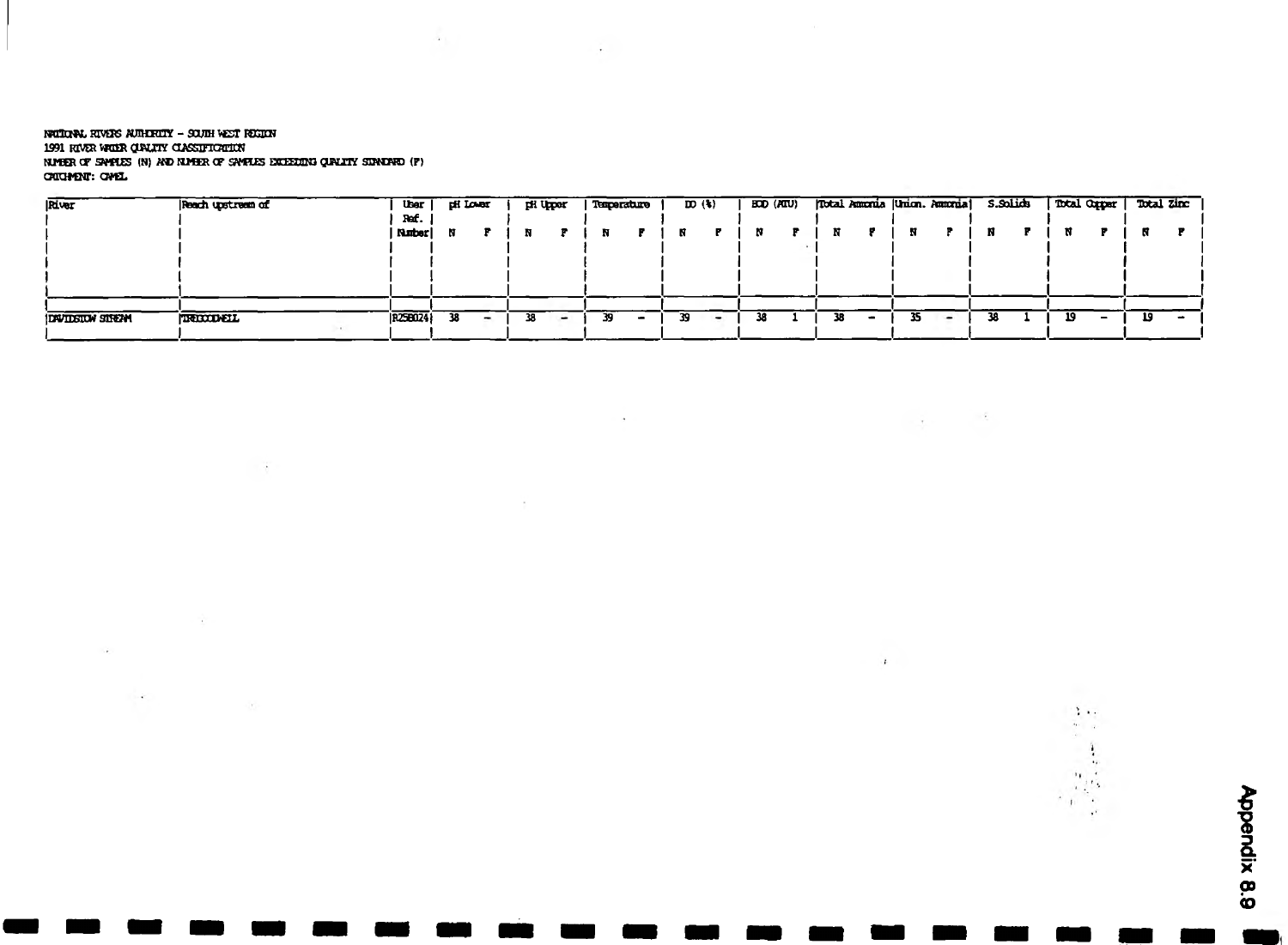NATIONAL RIVERS AUTHORITY - SOUTH WEST REGION
1991 RIVER WATER QUALITY CLASSIFICATION
NUMBER OF SAMPLES (N) AND NUMBER OF SAMPLES EXCEEDING QUALITY STANDARD (F)
CATCHMENT: CAMEL

| River | Reach upstream of | User Ref. Number | pH Lower | | pH Upper | | Temperature | | DO (%) | | BOD (ATU) | | Total Ammonia | | Union. Ammonia | | S.Solids | | Total Copper | | Total Zinc | |
|---|---|---|---|---|---|---|---|---|---|---|---|---|---|---|---|---|---|---|---|---|---|---|
| | | | N | F | N | F | N | F | N | F | N | F | N | F | N | F | N | F | N | F | N | F |
| DAVIDSTOW STREAM | TREGOODWELL | R25B024 | 38 | - | 38 | - | 39 | - | 39 | - | 38 | 1 | 38 | - | 35 | - | 38 | 1 | 19 | - | 19 | - |

Appendix 8.9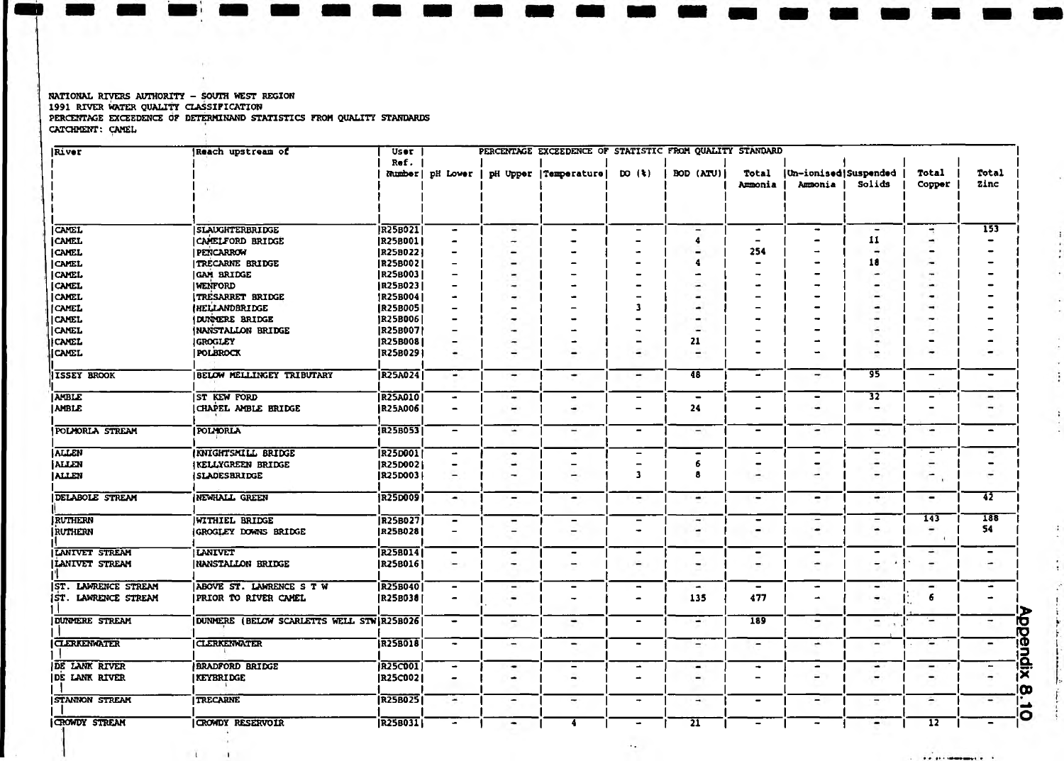NATIONAL RIVERS AUTHORITY - SOUTH WEST REGION
1991 RIVER WATER QUALITY CLASSIFICATION
PERCENTAGE EXCEEDENCE OF DETERMINAND STATISTICS FROM QUALITY STANDARDS
CATCHMENT: CAMEL

| River | Reach upstream of | User Ref. Number | PERCENTAGE EXCEEDENCE OF STATISTIC FROM QUALITY STANDARD | | | | | | | | | |
|---|---|---|---|---|---|---|---|---|---|---|---|---|
| | | | pH Lower | pH Upper | Temperature | DO (%) | BOD (ATU) | Total Ammonia | Un-ionised Ammonia | Suspended Solids | Total Copper | Total Zinc |
| CAMEL | SLAUGHTERBRIDGE | R25B021 | - | - | - | - | - | - | - | - | - | 153 |
| CAMEL | CAMELFORD BRIDGE | R25B001 | - | - | - | - | 4 | - | - | 11 | - | - |
| CAMEL | PENCARROW | R25B022 | - | - | - | - | - | 254 | - | - | - | - |
| CAMEL | TRECARNE BRIDGE | R25B002 | - | - | - | - | 4 | - | - | 18 | - | - |
| CAMEL | GAM BRIDGE | R25B003 | - | - | - | - | - | - | - | - | - | - |
| CAMEL | WENFORD | R25B023 | - | - | - | - | - | - | - | - | - | - |
| CAMEL | TRESARRET BRIDGE | R25B004 | - | - | - | - | - | - | - | - | - | - |
| CAMEL | HELLANDBRIDGE | R25B005 | - | - | - | 3 | - | - | - | - | - | - |
| CAMEL | DUNMERE BRIDGE | R25B006 | - | - | - | - | - | - | - | - | - | - |
| CAMEL | NANSTALLON BRIDGE | R25B007 | - | - | - | - | - | - | - | - | - | - |
| CAMEL | GROGLEY | R25B008 | - | - | - | - | 21 | - | - | - | - | - |
| CAMEL | POLBROCK | R25B029 | - | - | - | - | - | - | - | - | - | - |
| ISSEY BROOK | BELOW MELLINGEY TRIBUTARY | R25A024 | - | - | - | - | 48 | - | - | 95 | - | - |
| AMBLE | ST KEW FORD | R25A010 | - | - | - | - | - | - | - | 32 | - | - |
| AMBLE | CHAPEL AMBLE BRIDGE | R25A006 | - | - | - | - | 24 | - | - | - | - | - |
| POLMORLA STREAM | POLMORLA | R25B053 | - | - | - | - | - | - | - | - | - | - |
| ALLEN | KNIGHTSMILL BRIDGE | R25D001 | - | - | - | - | - | - | - | - | - | - |
| ALLEN | KELLYGREEN BRIDGE | R25D002 | - | - | - | - | 6 | - | - | - | - | - |
| ALLEN | SLADESBRIDGE | R25D003 | - | - | - | 3 | 8 | - | - | - | - | - |
| DELABOLE STREAM | NEWHALL GREEN | R25D009 | - | - | - | - | - | - | - | - | - | 42 |
| RUTHERN | WITHIEL BRIDGE | R25B027 | - | - | - | - | - | - | - | - | 143 | 188 |
| RUTHERN | GROGLEY DOWNS BRIDGE | R25B028 | - | - | - | - | - | - | - | - | - | 54 |
| LANIVET STREAM | LANIVET | R25B014 | - | - | - | - | - | - | - | - | - | - |
| LANIVET STREAM | NANSTALLON BRIDGE | R25B016 | - | - | - | - | - | - | - | - | - | - |
| ST. LAWRENCE STREAM | ABOVE ST. LAWRENCE S T W | R25B040 | - | - | - | - | - | - | - | - | - | - |
| ST. LAWRENCE STREAM | PRIOR TO RIVER CAMEL | R25B038 | - | - | - | - | 135 | 477 | - | - | 6 | - |
| DUNMERE STREAM | DUNMERE (BELOW SCARLETTS WELL STW | R25B026 | - | - | - | - | - | 189 | - | - | - | - |
| CLERKENWATER | CLERKENWATER | R25B018 | - | - | - | - | - | - | - | - | - | - |
| DE LANK RIVER | BRADFORD BRIDGE | R25C001 | - | - | - | - | - | - | - | - | - | - |
| DE LANK RIVER | KEYBRIDGE | R25C002 | - | - | - | - | - | - | - | - | - | - |
| STANNON STREAM | TRECARNE | R25B025 | - | - | - | - | - | - | - | - | - | - |
| CROWDY STREAM | CROWDY RESERVOIR | R25B031 | - | - | 4 | - | 21 | - | - | - | 12 | - |

Appendix 8.10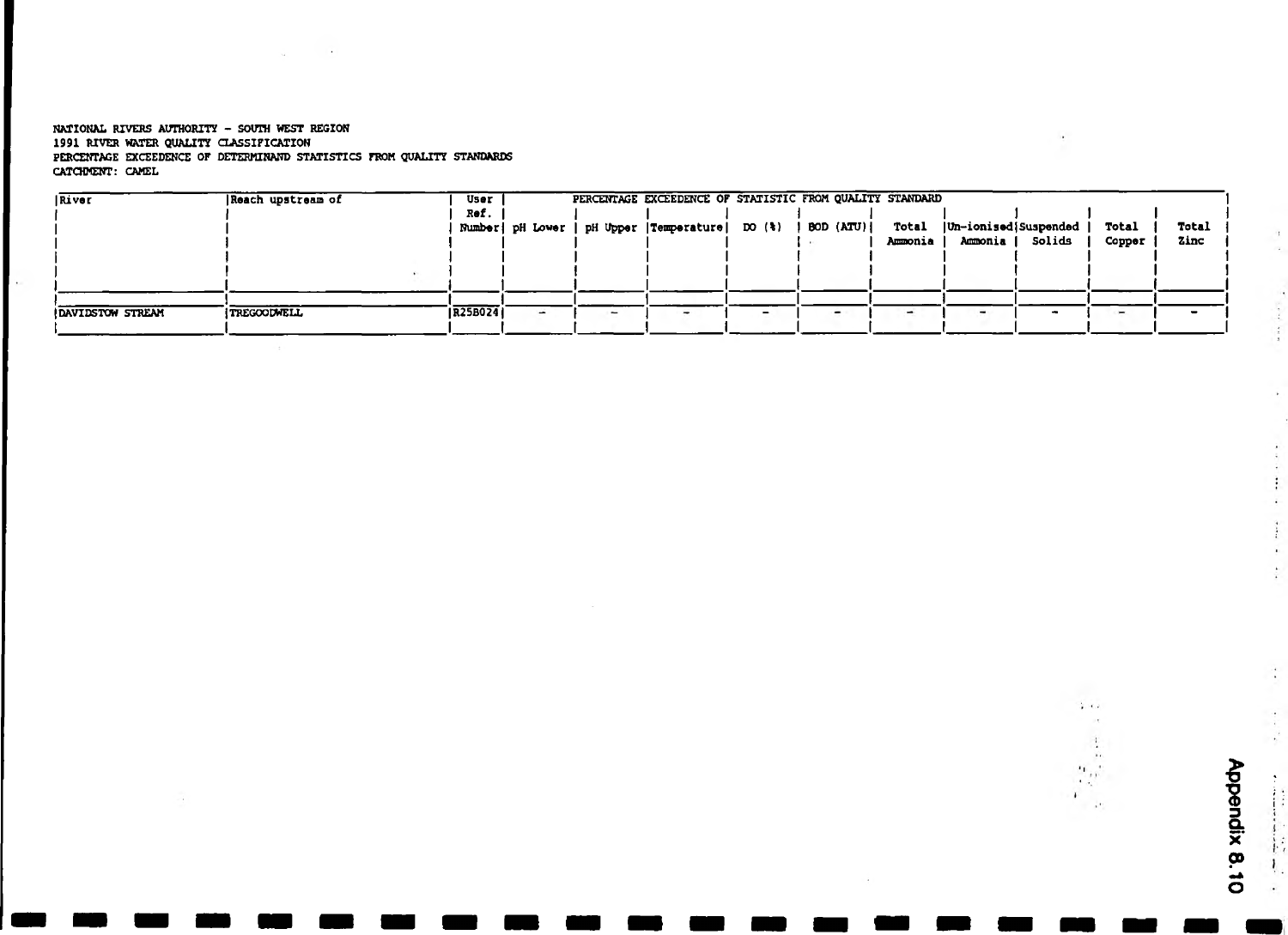NATIONAL RIVERS AUTHORITY - SOUTH WEST REGION
1991 RIVER WATER QUALITY CLASSIFICATION
PERCENTAGE EXCEEDENCE OF DETERMINAND STATISTICS FROM QUALITY STANDARDS
CATCHMENT: CAMEL

| River | Reach upstream of | User Ref. Number | PERCENTAGE EXCEEDENCE OF STATISTIC FROM QUALITY STANDARD | | | | | | | | | |
|---|---|---|---|---|---|---|---|---|---|---|---|---|
| | | | pH Lower | pH Upper | Temperature | DO (%) | BOD (ATU) | Total Ammonia | Un-ionised Ammonia | Suspended Solids | Total Copper | Total Zinc |
| DAVIDSTOW STREAM | TREGOODWELL | R25B024 | - | - | - | - | - | - | - | - | - | - |

Appendix 8.10